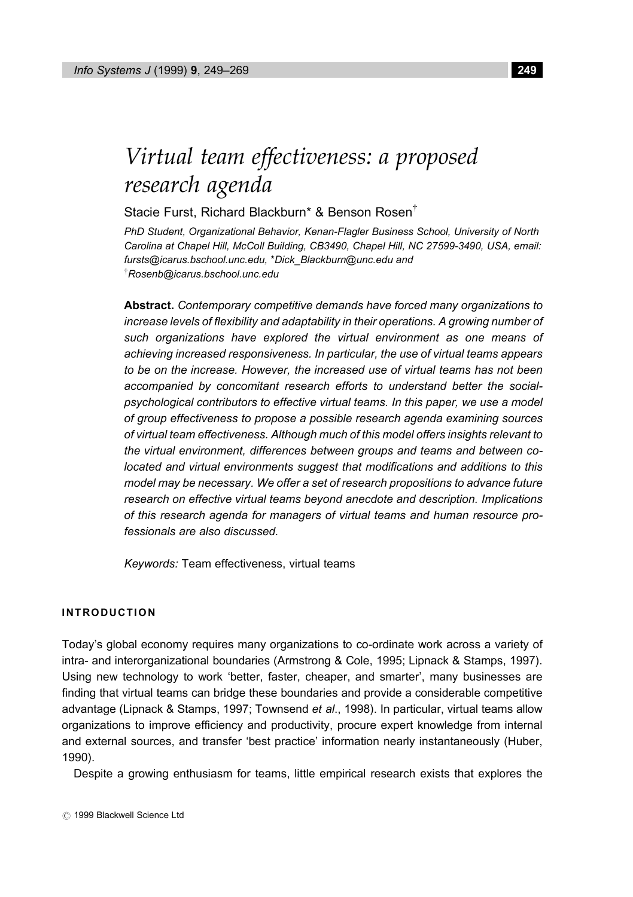# *Virtual team effectiveness: a proposed research agenda*

Stacie Furst, Richard Blackburn* & Benson Rosen†

*PhD Student, Organizational Behavior, Kenan-Flagler Business School, University of North Carolina at Chapel Hill, McColl Building, CB3490, Chapel Hill, NC 27599-3490, USA, email: fursts@icarus.bschool.unc.edu, \*Dick_Blackburn@unc.edu and †Rosenb@icarus.bschool.unc.edu*

**Abstract.** *Contemporary competitive demands have forced many organizations to increase levels of flexibility and adaptability in their operations. A growing number of such organizations have explored the virtual environment as one means of achieving increased responsiveness. In particular, the use of virtual teams appears to be on the increase. However, the increased use of virtual teams has not been accompanied by concomitant research efforts to understand better the social-psychological contributors to effective virtual teams. In this paper, we use a model of group effectiveness to propose a possible research agenda examining sources of virtual team effectiveness. Although much of this model offers insights relevant to the virtual environment, differences between groups and teams and between co-located and virtual environments suggest that modifications and additions to this model may be necessary. We offer a set of research propositions to advance future research on effective virtual teams beyond anecdote and description. Implications of this research agenda for managers of virtual teams and human resource professionals are also discussed.*

*Keywords:* Team effectiveness, virtual teams

## INTRODUCTION

Today's global economy requires many organizations to co-ordinate work across a variety of intra- and interorganizational boundaries (Armstrong & Cole, 1995; Lipnack & Stamps, 1997). Using new technology to work 'better, faster, cheaper, and smarter', many businesses are finding that virtual teams can bridge these boundaries and provide a considerable competitive advantage (Lipnack & Stamps, 1997; Townsend *et al*., 1998). In particular, virtual teams allow organizations to improve efficiency and productivity, procure expert knowledge from internal and external sources, and transfer 'best practice' information nearly instantaneously (Huber, 1990).

Despite a growing enthusiasm for teams, little empirical research exists that explores the

© 1999 Blackwell Science Ltd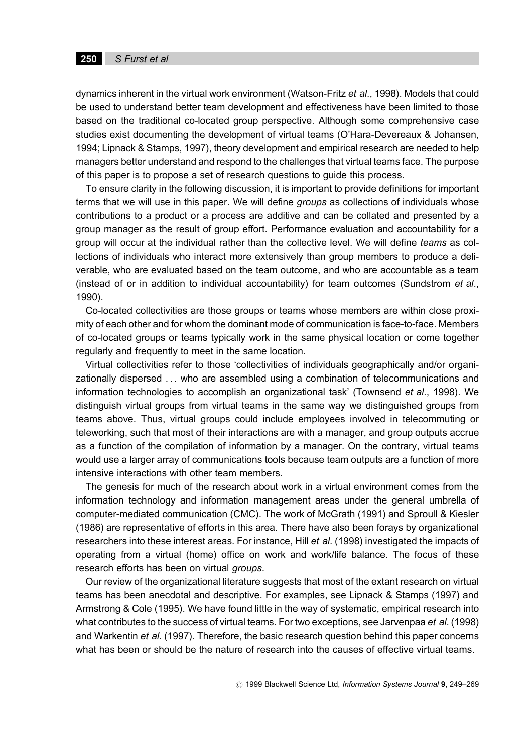dynamics inherent in the virtual work environment (Watson-Fritz *et al*., 1998). Models that could be used to understand better team development and effectiveness have been limited to those based on the traditional co-located group perspective. Although some comprehensive case studies exist documenting the development of virtual teams (O'Hara-Devereaux & Johansen, 1994; Lipnack & Stamps, 1997), theory development and empirical research are needed to help managers better understand and respond to the challenges that virtual teams face. The purpose of this paper is to propose a set of research questions to guide this process.

To ensure clarity in the following discussion, it is important to provide definitions for important terms that we will use in this paper. We will define *groups* as collections of individuals whose contributions to a product or a process are additive and can be collated and presented by a group manager as the result of group effort. Performance evaluation and accountability for a group will occur at the individual rather than the collective level. We will define *teams* as collections of individuals who interact more extensively than group members to produce a deliverable, who are evaluated based on the team outcome, and who are accountable as a team (instead of or in addition to individual accountability) for team outcomes (Sundstrom *et al*., 1990).

Co-located collectivities are those groups or teams whose members are within close proximity of each other and for whom the dominant mode of communication is face-to-face. Members of co-located groups or teams typically work in the same physical location or come together regularly and frequently to meet in the same location.

Virtual collectivities refer to those 'collectivities of individuals geographically and/or organizationally dispersed ... who are assembled using a combination of telecommunications and information technologies to accomplish an organizational task' (Townsend *et al*., 1998). We distinguish virtual groups from virtual teams in the same way we distinguished groups from teams above. Thus, virtual groups could include employees involved in telecommuting or teleworking, such that most of their interactions are with a manager, and group outputs accrue as a function of the compilation of information by a manager. On the contrary, virtual teams would use a larger array of communications tools because team outputs are a function of more intensive interactions with other team members.

The genesis for much of the research about work in a virtual environment comes from the information technology and information management areas under the general umbrella of computer-mediated communication (CMC). The work of McGrath (1991) and Sproull & Kiesler (1986) are representative of efforts in this area. There have also been forays by organizational researchers into these interest areas. For instance, Hill *et al*. (1998) investigated the impacts of operating from a virtual (home) office on work and work/life balance. The focus of these research efforts has been on virtual *groups*.

Our review of the organizational literature suggests that most of the extant research on virtual teams has been anecdotal and descriptive. For examples, see Lipnack & Stamps (1997) and Armstrong & Cole (1995). We have found little in the way of systematic, empirical research into what contributes to the success of virtual teams. For two exceptions, see Jarvenpaa *et al*. (1998) and Warkentin *et al*. (1997). Therefore, the basic research question behind this paper concerns what has been or should be the nature of research into the causes of effective virtual teams.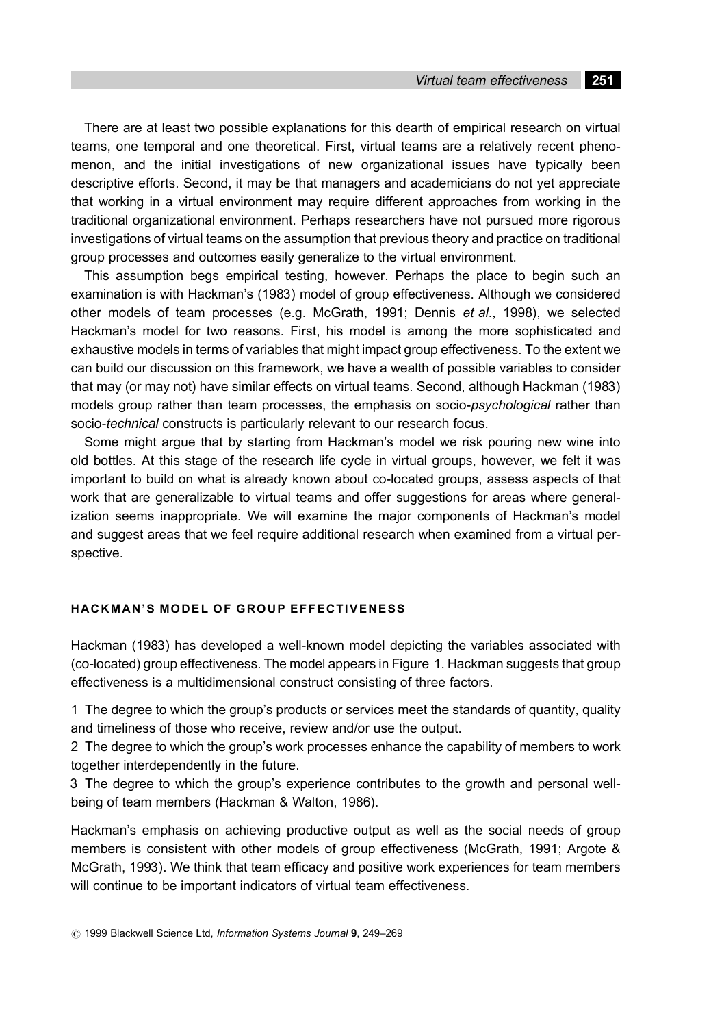There are at least two possible explanations for this dearth of empirical research on virtual teams, one temporal and one theoretical. First, virtual teams are a relatively recent phenomenon, and the initial investigations of new organizational issues have typically been descriptive efforts. Second, it may be that managers and academicians do not yet appreciate that working in a virtual environment may require different approaches from working in the traditional organizational environment. Perhaps researchers have not pursued more rigorous investigations of virtual teams on the assumption that previous theory and practice on traditional group processes and outcomes easily generalize to the virtual environment.

This assumption begs empirical testing, however. Perhaps the place to begin such an examination is with Hackman's (1983) model of group effectiveness. Although we considered other models of team processes (e.g. McGrath, 1991; Dennis *et al*., 1998), we selected Hackman's model for two reasons. First, his model is among the more sophisticated and exhaustive models in terms of variables that might impact group effectiveness. To the extent we can build our discussion on this framework, we have a wealth of possible variables to consider that may (or may not) have similar effects on virtual teams. Second, although Hackman (1983) models group rather than team processes, the emphasis on socio-*psychological* rather than socio-*technical* constructs is particularly relevant to our research focus.

Some might argue that by starting from Hackman's model we risk pouring new wine into old bottles. At this stage of the research life cycle in virtual groups, however, we felt it was important to build on what is already known about co-located groups, assess aspects of that work that are generalizable to virtual teams and offer suggestions for areas where generalization seems inappropriate. We will examine the major components of Hackman's model and suggest areas that we feel require additional research when examined from a virtual perspective.

## HACKMAN'S MODEL OF GROUP EFFECTIVENESS

Hackman (1983) has developed a well-known model depicting the variables associated with (co-located) group effectiveness. The model appears in Figure 1. Hackman suggests that group effectiveness is a multidimensional construct consisting of three factors.

1 The degree to which the group's products or services meet the standards of quantity, quality and timeliness of those who receive, review and/or use the output.
2 The degree to which the group's work processes enhance the capability of members to work together interdependently in the future.
3 The degree to which the group's experience contributes to the growth and personal well-being of team members (Hackman & Walton, 1986).

Hackman's emphasis on achieving productive output as well as the social needs of group members is consistent with other models of group effectiveness (McGrath, 1991; Argote & McGrath, 1993). We think that team efficacy and positive work experiences for team members will continue to be important indicators of virtual team effectiveness.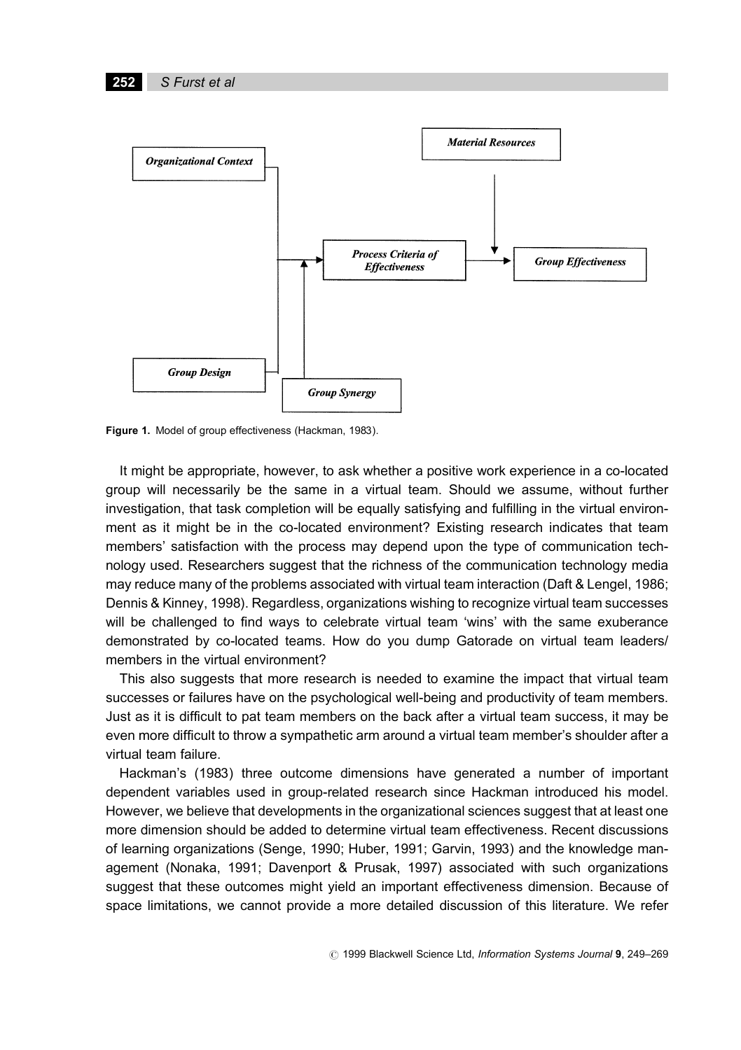Figure 1. Model of group effectiveness (Hackman, 1983).

It might be appropriate, however, to ask whether a positive work experience in a co-located group will necessarily be the same in a virtual team. Should we assume, without further investigation, that task completion will be equally satisfying and fulfilling in the virtual environment as it might be in the co-located environment? Existing research indicates that team members' satisfaction with the process may depend upon the type of communication technology used. Researchers suggest that the richness of the communication technology media may reduce many of the problems associated with virtual team interaction (Daft & Lengel, 1986; Dennis & Kinney, 1998). Regardless, organizations wishing to recognize virtual team successes will be challenged to find ways to celebrate virtual team 'wins' with the same exuberance demonstrated by co-located teams. How do you dump Gatorade on virtual team leaders/members in the virtual environment?

This also suggests that more research is needed to examine the impact that virtual team successes or failures have on the psychological well-being and productivity of team members. Just as it is difficult to pat team members on the back after a virtual team success, it may be even more difficult to throw a sympathetic arm around a virtual team member's shoulder after a virtual team failure.

Hackman's (1983) three outcome dimensions have generated a number of important dependent variables used in group-related research since Hackman introduced his model. However, we believe that developments in the organizational sciences suggest that at least one more dimension should be added to determine virtual team effectiveness. Recent discussions of learning organizations (Senge, 1990; Huber, 1991; Garvin, 1993) and the knowledge management (Nonaka, 1991; Davenport & Prusak, 1997) associated with such organizations suggest that these outcomes might yield an important effectiveness dimension. Because of space limitations, we cannot provide a more detailed discussion of this literature. We refer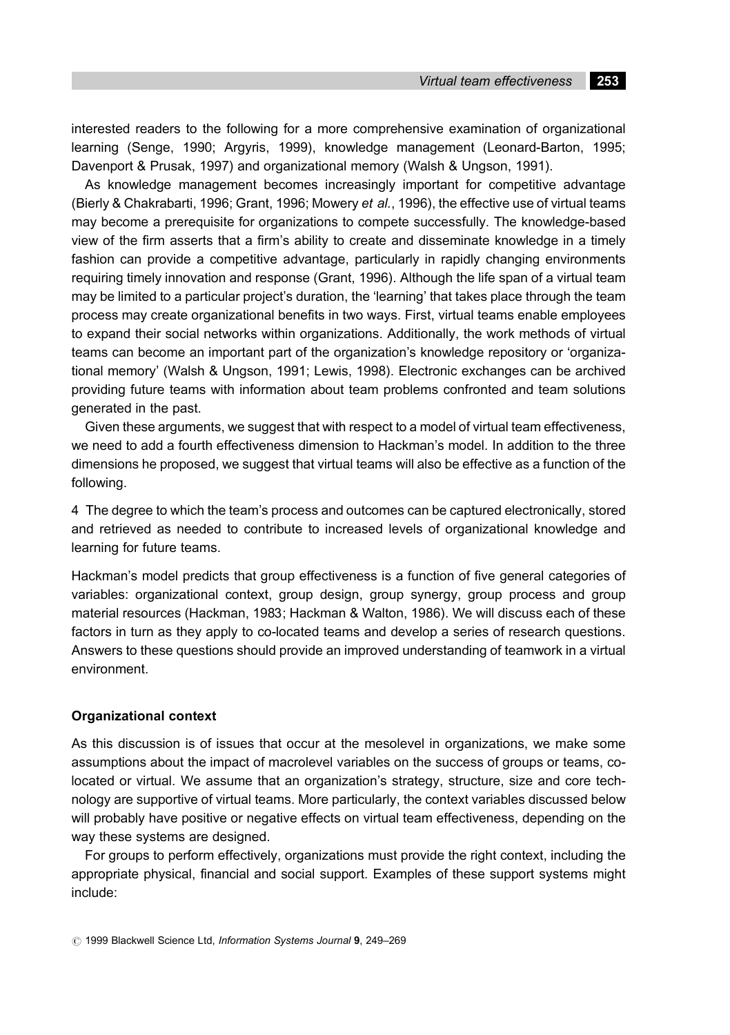interested readers to the following for a more comprehensive examination of organizational learning (Senge, 1990; Argyris, 1999), knowledge management (Leonard-Barton, 1995; Davenport & Prusak, 1997) and organizational memory (Walsh & Ungson, 1991).

As knowledge management becomes increasingly important for competitive advantage (Bierly & Chakrabarti, 1996; Grant, 1996; Mowery *et al.*, 1996), the effective use of virtual teams may become a prerequisite for organizations to compete successfully. The knowledge-based view of the firm asserts that a firm's ability to create and disseminate knowledge in a timely fashion can provide a competitive advantage, particularly in rapidly changing environments requiring timely innovation and response (Grant, 1996). Although the life span of a virtual team may be limited to a particular project's duration, the 'learning' that takes place through the team process may create organizational benefits in two ways. First, virtual teams enable employees to expand their social networks within organizations. Additionally, the work methods of virtual teams can become an important part of the organization's knowledge repository or 'organizational memory' (Walsh & Ungson, 1991; Lewis, 1998). Electronic exchanges can be archived providing future teams with information about team problems confronted and team solutions generated in the past.

Given these arguments, we suggest that with respect to a model of virtual team effectiveness, we need to add a fourth effectiveness dimension to Hackman's model. In addition to the three dimensions he proposed, we suggest that virtual teams will also be effective as a function of the following.

4 The degree to which the team's process and outcomes can be captured electronically, stored and retrieved as needed to contribute to increased levels of organizational knowledge and learning for future teams.

Hackman's model predicts that group effectiveness is a function of five general categories of variables: organizational context, group design, group synergy, group process and group material resources (Hackman, 1983; Hackman & Walton, 1986). We will discuss each of these factors in turn as they apply to co-located teams and develop a series of research questions. Answers to these questions should provide an improved understanding of teamwork in a virtual environment.

**Organizational context**

As this discussion is of issues that occur at the mesolevel in organizations, we make some assumptions about the impact of macrolevel variables on the success of groups or teams, co-located or virtual. We assume that an organization's strategy, structure, size and core technology are supportive of virtual teams. More particularly, the context variables discussed below will probably have positive or negative effects on virtual team effectiveness, depending on the way these systems are designed.

For groups to perform effectively, organizations must provide the right context, including the appropriate physical, financial and social support. Examples of these support systems might include: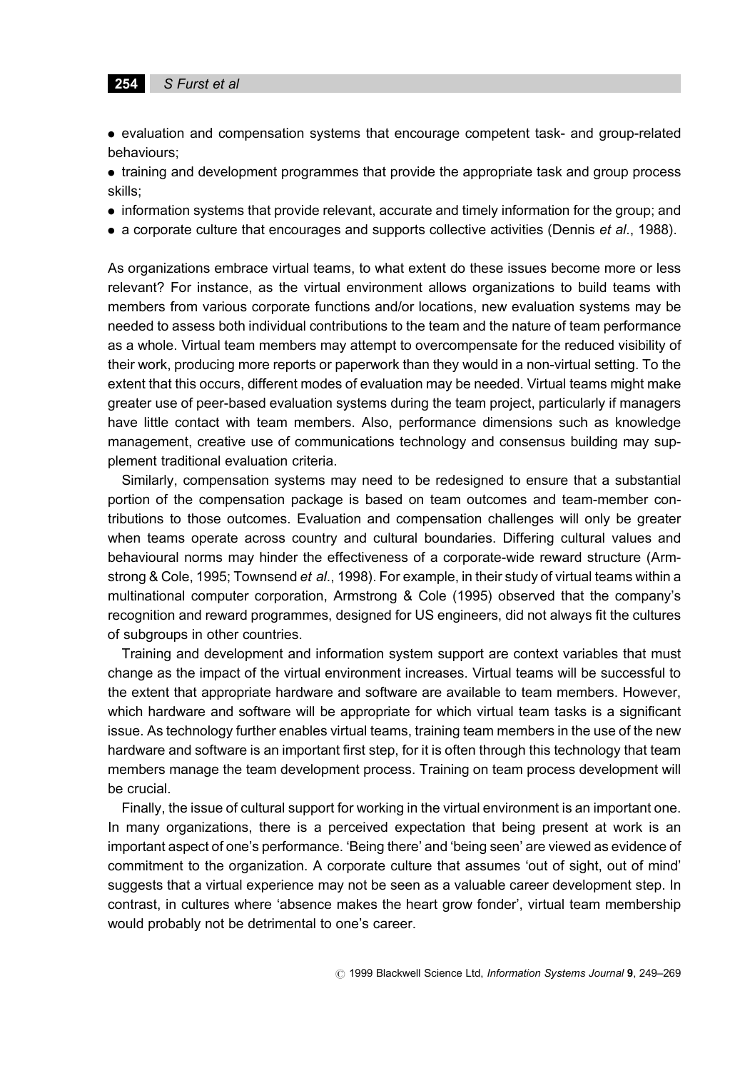- evaluation and compensation systems that encourage competent task- and group-related behaviours;
- training and development programmes that provide the appropriate task and group process skills;
- information systems that provide relevant, accurate and timely information for the group; and
- a corporate culture that encourages and supports collective activities (Dennis *et al*., 1988).

As organizations embrace virtual teams, to what extent do these issues become more or less relevant? For instance, as the virtual environment allows organizations to build teams with members from various corporate functions and/or locations, new evaluation systems may be needed to assess both individual contributions to the team and the nature of team performance as a whole. Virtual team members may attempt to overcompensate for the reduced visibility of their work, producing more reports or paperwork than they would in a non-virtual setting. To the extent that this occurs, different modes of evaluation may be needed. Virtual teams might make greater use of peer-based evaluation systems during the team project, particularly if managers have little contact with team members. Also, performance dimensions such as knowledge management, creative use of communications technology and consensus building may supplement traditional evaluation criteria.

Similarly, compensation systems may need to be redesigned to ensure that a substantial portion of the compensation package is based on team outcomes and team-member contributions to those outcomes. Evaluation and compensation challenges will only be greater when teams operate across country and cultural boundaries. Differing cultural values and behavioural norms may hinder the effectiveness of a corporate-wide reward structure (Armstrong & Cole, 1995; Townsend *et al*., 1998). For example, in their study of virtual teams within a multinational computer corporation, Armstrong & Cole (1995) observed that the company's recognition and reward programmes, designed for US engineers, did not always fit the cultures of subgroups in other countries.

Training and development and information system support are context variables that must change as the impact of the virtual environment increases. Virtual teams will be successful to the extent that appropriate hardware and software are available to team members. However, which hardware and software will be appropriate for which virtual team tasks is a significant issue. As technology further enables virtual teams, training team members in the use of the new hardware and software is an important first step, for it is often through this technology that team members manage the team development process. Training on team process development will be crucial.

Finally, the issue of cultural support for working in the virtual environment is an important one. In many organizations, there is a perceived expectation that being present at work is an important aspect of one's performance. 'Being there' and 'being seen' are viewed as evidence of commitment to the organization. A corporate culture that assumes 'out of sight, out of mind' suggests that a virtual experience may not be seen as a valuable career development step. In contrast, in cultures where 'absence makes the heart grow fonder', virtual team membership would probably not be detrimental to one's career.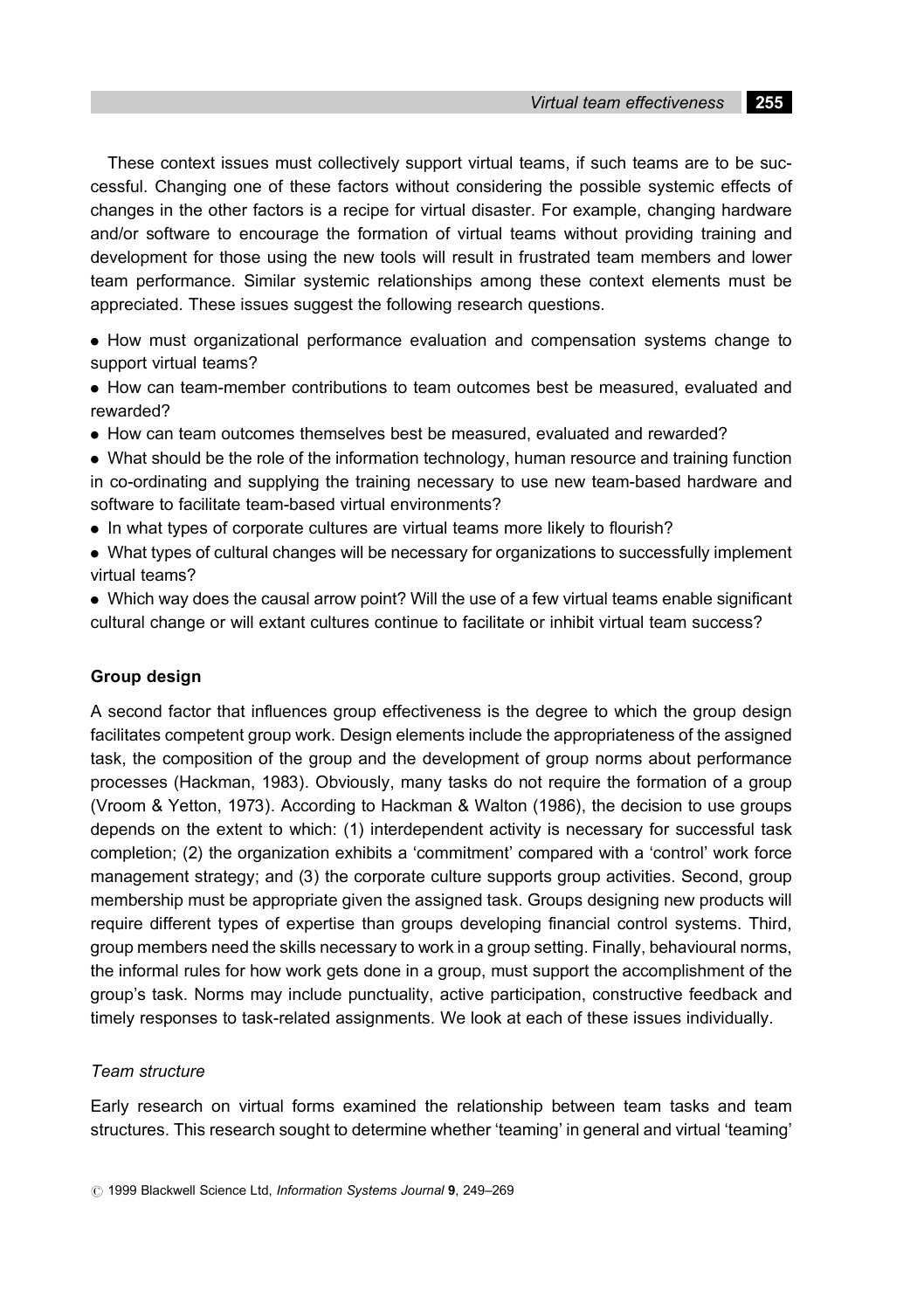These context issues must collectively support virtual teams, if such teams are to be successful. Changing one of these factors without considering the possible systemic effects of changes in the other factors is a recipe for virtual disaster. For example, changing hardware and/or software to encourage the formation of virtual teams without providing training and development for those using the new tools will result in frustrated team members and lower team performance. Similar systemic relationships among these context elements must be appreciated. These issues suggest the following research questions.

- How must organizational performance evaluation and compensation systems change to support virtual teams?
- How can team-member contributions to team outcomes best be measured, evaluated and rewarded?
- How can team outcomes themselves best be measured, evaluated and rewarded?
- What should be the role of the information technology, human resource and training function in co-ordinating and supplying the training necessary to use new team-based hardware and software to facilitate team-based virtual environments?
- In what types of corporate cultures are virtual teams more likely to flourish?
- What types of cultural changes will be necessary for organizations to successfully implement virtual teams?
- Which way does the causal arrow point? Will the use of a few virtual teams enable significant cultural change or will extant cultures continue to facilitate or inhibit virtual team success?

### Group design

A second factor that influences group effectiveness is the degree to which the group design facilitates competent group work. Design elements include the appropriateness of the assigned task, the composition of the group and the development of group norms about performance processes (Hackman, 1983). Obviously, many tasks do not require the formation of a group (Vroom & Yetton, 1973). According to Hackman & Walton (1986), the decision to use groups depends on the extent to which: (1) interdependent activity is necessary for successful task completion; (2) the organization exhibits a 'commitment' compared with a 'control' work force management strategy; and (3) the corporate culture supports group activities. Second, group membership must be appropriate given the assigned task. Groups designing new products will require different types of expertise than groups developing financial control systems. Third, group members need the skills necessary to work in a group setting. Finally, behavioural norms, the informal rules for how work gets done in a group, must support the accomplishment of the group's task. Norms may include punctuality, active participation, constructive feedback and timely responses to task-related assignments. We look at each of these issues individually.

#### *Team structure*

Early research on virtual forms examined the relationship between team tasks and team structures. This research sought to determine whether 'teaming' in general and virtual 'teaming'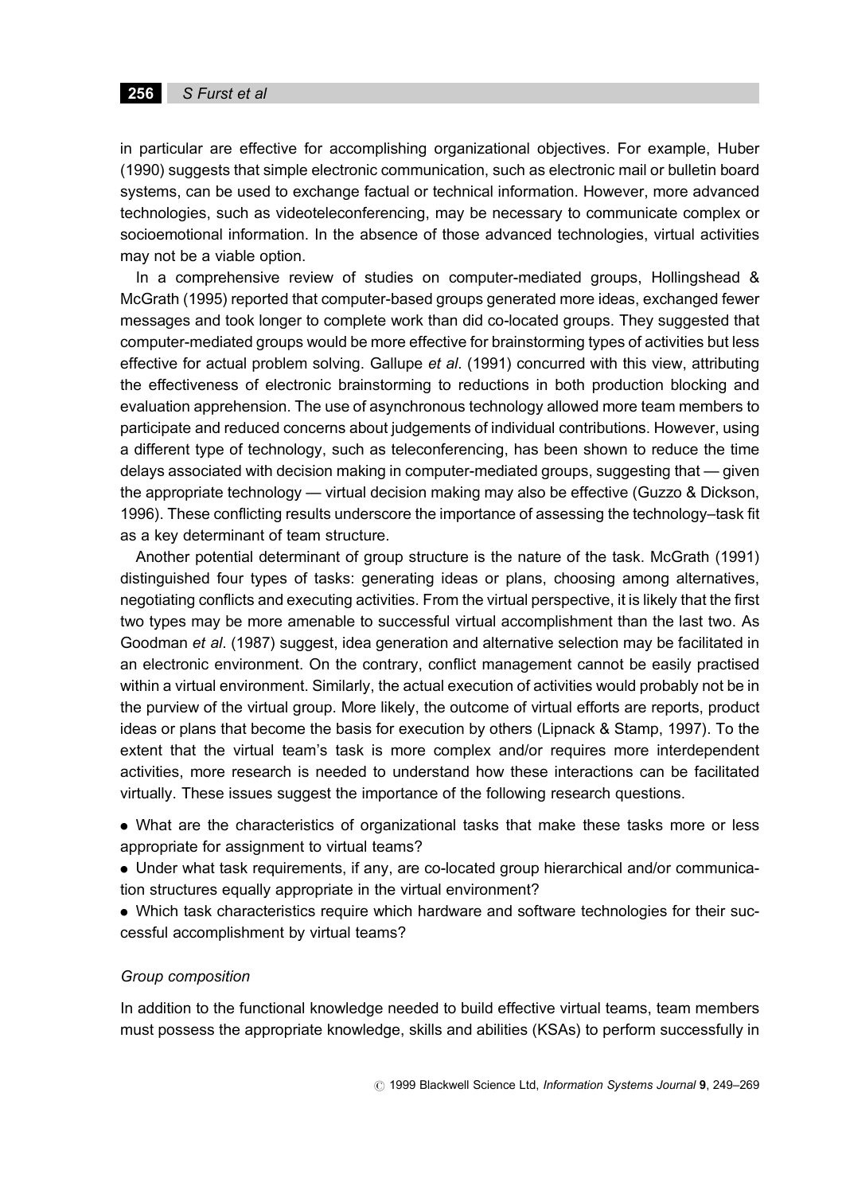in particular are effective for accomplishing organizational objectives. For example, Huber (1990) suggests that simple electronic communication, such as electronic mail or bulletin board systems, can be used to exchange factual or technical information. However, more advanced technologies, such as videoteleconferencing, may be necessary to communicate complex or socioemotional information. In the absence of those advanced technologies, virtual activities may not be a viable option.

In a comprehensive review of studies on computer-mediated groups, Hollingshead & McGrath (1995) reported that computer-based groups generated more ideas, exchanged fewer messages and took longer to complete work than did co-located groups. They suggested that computer-mediated groups would be more effective for brainstorming types of activities but less effective for actual problem solving. Gallupe *et al*. (1991) concurred with this view, attributing the effectiveness of electronic brainstorming to reductions in both production blocking and evaluation apprehension. The use of asynchronous technology allowed more team members to participate and reduced concerns about judgements of individual contributions. However, using a different type of technology, such as teleconferencing, has been shown to reduce the time delays associated with decision making in computer-mediated groups, suggesting that — given the appropriate technology — virtual decision making may also be effective (Guzzo & Dickson, 1996). These conflicting results underscore the importance of assessing the technology–task fit as a key determinant of team structure.

Another potential determinant of group structure is the nature of the task. McGrath (1991) distinguished four types of tasks: generating ideas or plans, choosing among alternatives, negotiating conflicts and executing activities. From the virtual perspective, it is likely that the first two types may be more amenable to successful virtual accomplishment than the last two. As Goodman *et al*. (1987) suggest, idea generation and alternative selection may be facilitated in an electronic environment. On the contrary, conflict management cannot be easily practised within a virtual environment. Similarly, the actual execution of activities would probably not be in the purview of the virtual group. More likely, the outcome of virtual efforts are reports, product ideas or plans that become the basis for execution by others (Lipnack & Stamp, 1997). To the extent that the virtual team's task is more complex and/or requires more interdependent activities, more research is needed to understand how these interactions can be facilitated virtually. These issues suggest the importance of the following research questions.

- What are the characteristics of organizational tasks that make these tasks more or less appropriate for assignment to virtual teams?
- Under what task requirements, if any, are co-located group hierarchical and/or communication structures equally appropriate in the virtual environment?
- Which task characteristics require which hardware and software technologies for their successful accomplishment by virtual teams?

### *Group composition*

In addition to the functional knowledge needed to build effective virtual teams, team members must possess the appropriate knowledge, skills and abilities (KSAs) to perform successfully in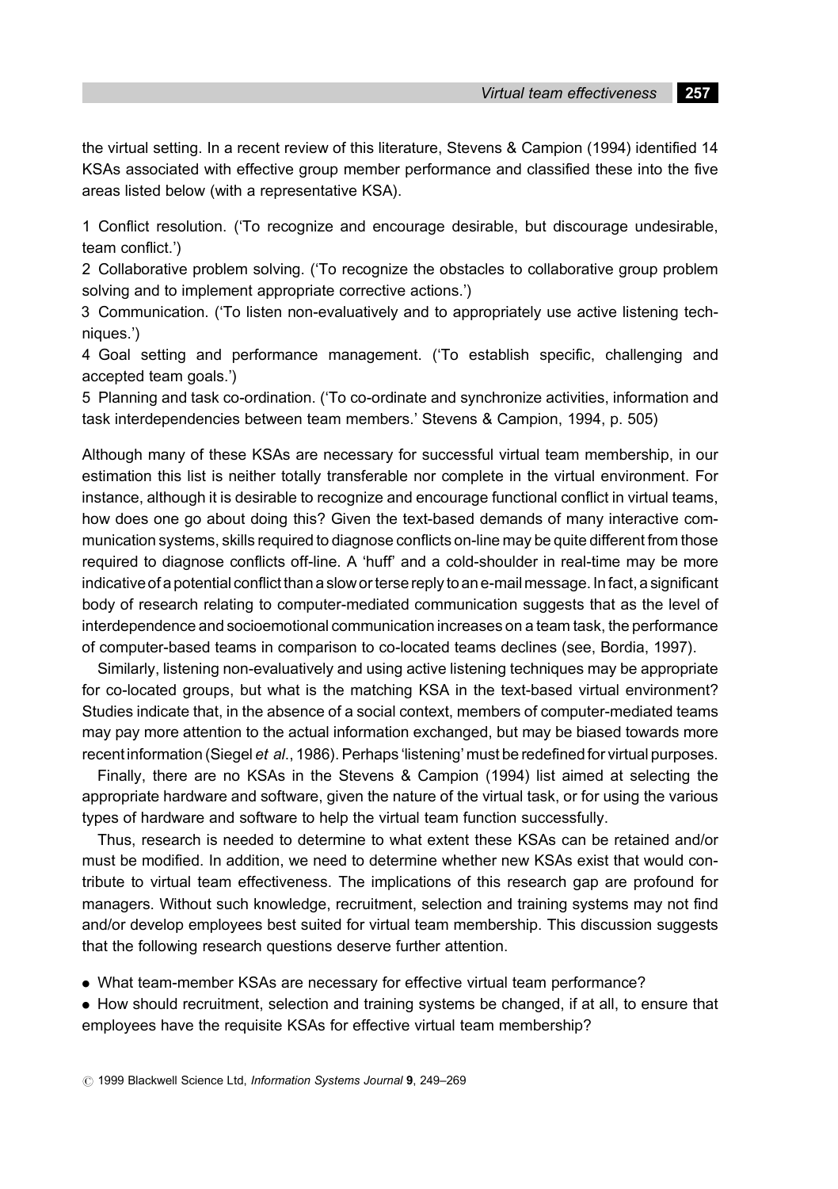the virtual setting. In a recent review of this literature, Stevens & Campion (1994) identified 14 KSAs associated with effective group member performance and classified these into the five areas listed below (with a representative KSA).

1 Conflict resolution. ('To recognize and encourage desirable, but discourage undesirable, team conflict.')
2 Collaborative problem solving. ('To recognize the obstacles to collaborative group problem solving and to implement appropriate corrective actions.')
3 Communication. ('To listen non-evaluatively and to appropriately use active listening techniques.')
4 Goal setting and performance management. ('To establish specific, challenging and accepted team goals.')
5 Planning and task co-ordination. ('To co-ordinate and synchronize activities, information and task interdependencies between team members.' Stevens & Campion, 1994, p. 505)

Although many of these KSAs are necessary for successful virtual team membership, in our estimation this list is neither totally transferable nor complete in the virtual environment. For instance, although it is desirable to recognize and encourage functional conflict in virtual teams, how does one go about doing this? Given the text-based demands of many interactive communication systems, skills required to diagnose conflicts on-line may be quite different from those required to diagnose conflicts off-line. A 'huff' and a cold-shoulder in real-time may be more indicative of a potential conflict than a slow or terse reply to an e-mail message. In fact, a significant body of research relating to computer-mediated communication suggests that as the level of interdependence and socioemotional communication increases on a team task, the performance of computer-based teams in comparison to co-located teams declines (see, Bordia, 1997).

Similarly, listening non-evaluatively and using active listening techniques may be appropriate for co-located groups, but what is the matching KSA in the text-based virtual environment? Studies indicate that, in the absence of a social context, members of computer-mediated teams may pay more attention to the actual information exchanged, but may be biased towards more recent information (Siegel *et al*., 1986). Perhaps 'listening' must be redefined for virtual purposes.

Finally, there are no KSAs in the Stevens & Campion (1994) list aimed at selecting the appropriate hardware and software, given the nature of the virtual task, or for using the various types of hardware and software to help the virtual team function successfully.

Thus, research is needed to determine to what extent these KSAs can be retained and/or must be modified. In addition, we need to determine whether new KSAs exist that would contribute to virtual team effectiveness. The implications of this research gap are profound for managers. Without such knowledge, recruitment, selection and training systems may not find and/or develop employees best suited for virtual team membership. This discussion suggests that the following research questions deserve further attention.

- What team-member KSAs are necessary for effective virtual team performance?
- How should recruitment, selection and training systems be changed, if at all, to ensure that employees have the requisite KSAs for effective virtual team membership?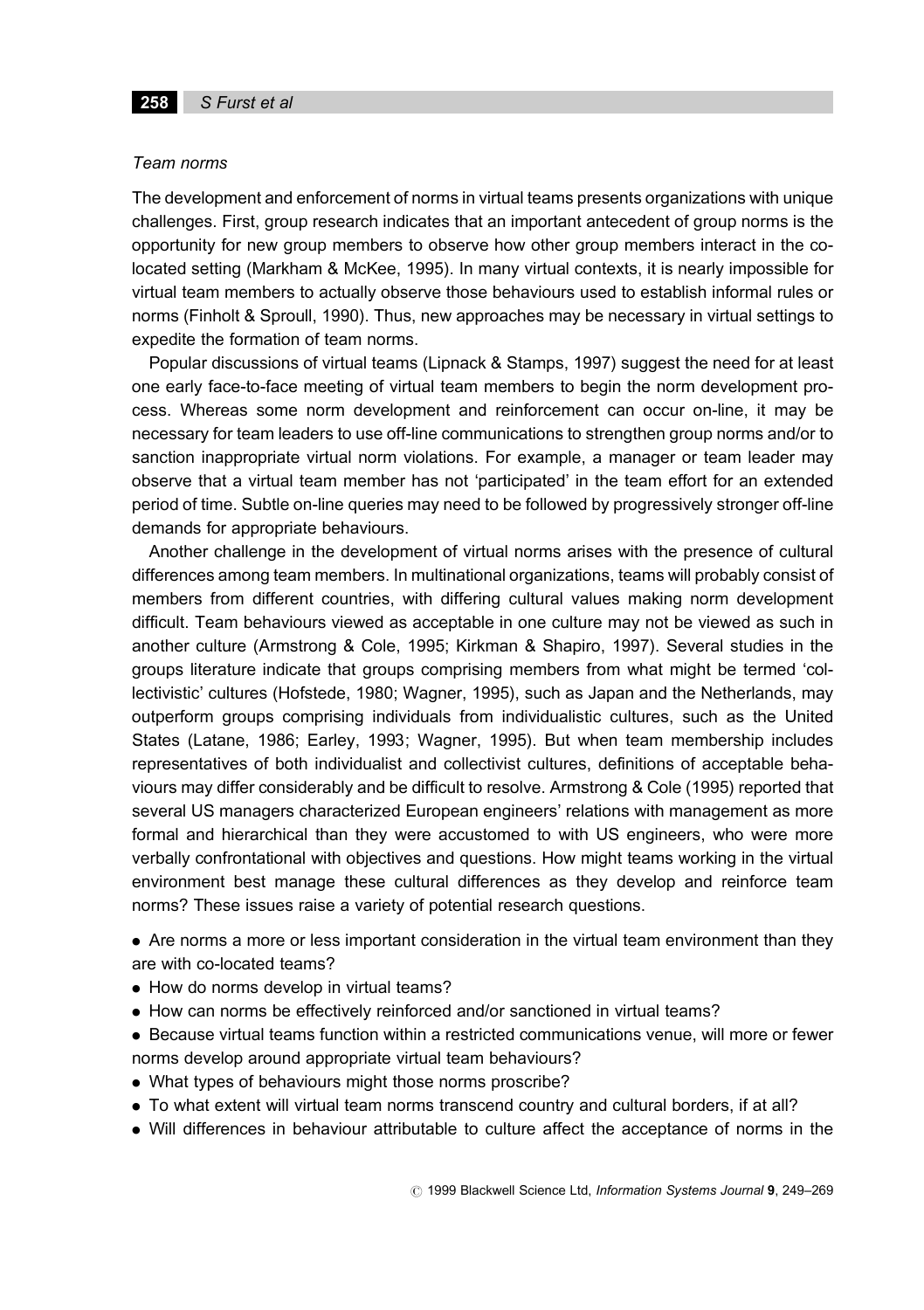*Team norms*

The development and enforcement of norms in virtual teams presents organizations with unique challenges. First, group research indicates that an important antecedent of group norms is the opportunity for new group members to observe how other group members interact in the co-located setting (Markham & McKee, 1995). In many virtual contexts, it is nearly impossible for virtual team members to actually observe those behaviours used to establish informal rules or norms (Finholt & Sproull, 1990). Thus, new approaches may be necessary in virtual settings to expedite the formation of team norms.

Popular discussions of virtual teams (Lipnack & Stamps, 1997) suggest the need for at least one early face-to-face meeting of virtual team members to begin the norm development process. Whereas some norm development and reinforcement can occur on-line, it may be necessary for team leaders to use off-line communications to strengthen group norms and/or to sanction inappropriate virtual norm violations. For example, a manager or team leader may observe that a virtual team member has not 'participated' in the team effort for an extended period of time. Subtle on-line queries may need to be followed by progressively stronger off-line demands for appropriate behaviours.

Another challenge in the development of virtual norms arises with the presence of cultural differences among team members. In multinational organizations, teams will probably consist of members from different countries, with differing cultural values making norm development difficult. Team behaviours viewed as acceptable in one culture may not be viewed as such in another culture (Armstrong & Cole, 1995; Kirkman & Shapiro, 1997). Several studies in the groups literature indicate that groups comprising members from what might be termed 'collectivistic' cultures (Hofstede, 1980; Wagner, 1995), such as Japan and the Netherlands, may outperform groups comprising individuals from individualistic cultures, such as the United States (Latane, 1986; Earley, 1993; Wagner, 1995). But when team membership includes representatives of both individualist and collectivist cultures, definitions of acceptable behaviours may differ considerably and be difficult to resolve. Armstrong & Cole (1995) reported that several US managers characterized European engineers' relations with management as more formal and hierarchical than they were accustomed to with US engineers, who were more verbally confrontational with objectives and questions. How might teams working in the virtual environment best manage these cultural differences as they develop and reinforce team norms? These issues raise a variety of potential research questions.

- Are norms a more or less important consideration in the virtual team environment than they are with co-located teams?
- How do norms develop in virtual teams?
- How can norms be effectively reinforced and/or sanctioned in virtual teams?
- Because virtual teams function within a restricted communications venue, will more or fewer norms develop around appropriate virtual team behaviours?
- What types of behaviours might those norms proscribe?
- To what extent will virtual team norms transcend country and cultural borders, if at all?
- Will differences in behaviour attributable to culture affect the acceptance of norms in the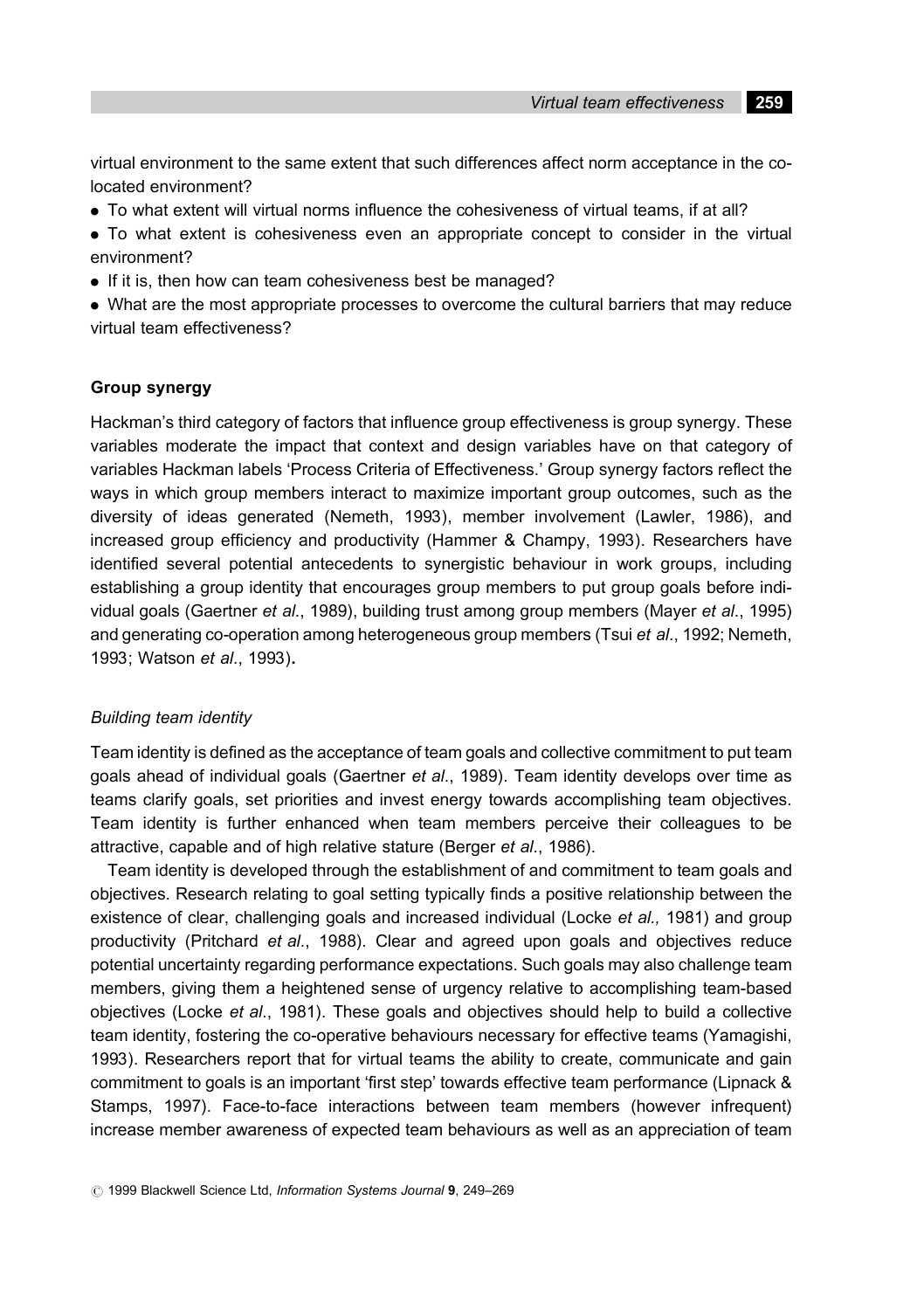virtual environment to the same extent that such differences affect norm acceptance in the co-located environment?

- To what extent will virtual norms influence the cohesiveness of virtual teams, if at all?
- To what extent is cohesiveness even an appropriate concept to consider in the virtual environment?
- If it is, then how can team cohesiveness best be managed?
- What are the most appropriate processes to overcome the cultural barriers that may reduce virtual team effectiveness?

### Group synergy

Hackman's third category of factors that influence group effectiveness is group synergy. These variables moderate the impact that context and design variables have on that category of variables Hackman labels 'Process Criteria of Effectiveness.' Group synergy factors reflect the ways in which group members interact to maximize important group outcomes, such as the diversity of ideas generated (Nemeth, 1993), member involvement (Lawler, 1986), and increased group efficiency and productivity (Hammer & Champy, 1993). Researchers have identified several potential antecedents to synergistic behaviour in work groups, including establishing a group identity that encourages group members to put group goals before individual goals (Gaertner *et al*., 1989), building trust among group members (Mayer *et al*., 1995) and generating co-operation among heterogeneous group members (Tsui *et al*., 1992; Nemeth, 1993; Watson *et al*., 1993).

#### *Building team identity*

Team identity is defined as the acceptance of team goals and collective commitment to put team goals ahead of individual goals (Gaertner *et al*., 1989). Team identity develops over time as teams clarify goals, set priorities and invest energy towards accomplishing team objectives. Team identity is further enhanced when team members perceive their colleagues to be attractive, capable and of high relative stature (Berger *et al*., 1986).

Team identity is developed through the establishment of and commitment to team goals and objectives. Research relating to goal setting typically finds a positive relationship between the existence of clear, challenging goals and increased individual (Locke *et al.,* 1981) and group productivity (Pritchard *et al*., 1988). Clear and agreed upon goals and objectives reduce potential uncertainty regarding performance expectations. Such goals may also challenge team members, giving them a heightened sense of urgency relative to accomplishing team-based objectives (Locke *et al*., 1981). These goals and objectives should help to build a collective team identity, fostering the co-operative behaviours necessary for effective teams (Yamagishi, 1993). Researchers report that for virtual teams the ability to create, communicate and gain commitment to goals is an important 'first step' towards effective team performance (Lipnack & Stamps, 1997). Face-to-face interactions between team members (however infrequent) increase member awareness of expected team behaviours as well as an appreciation of team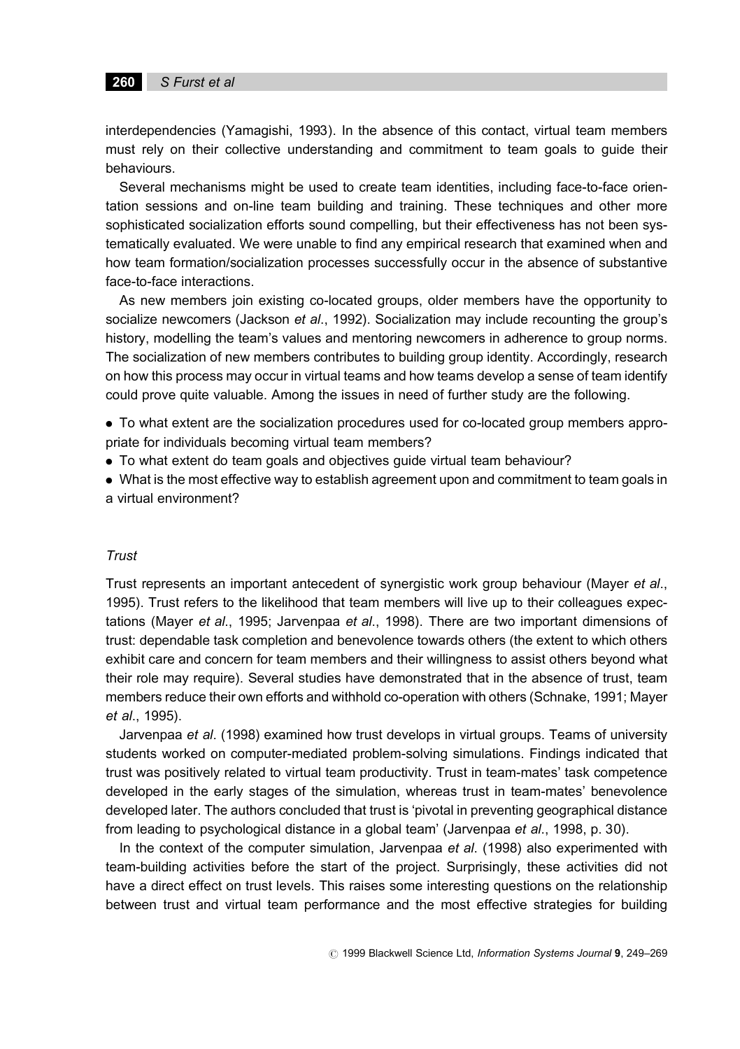interdependencies (Yamagishi, 1993). In the absence of this contact, virtual team members must rely on their collective understanding and commitment to team goals to guide their behaviours.

Several mechanisms might be used to create team identities, including face-to-face orientation sessions and on-line team building and training. These techniques and other more sophisticated socialization efforts sound compelling, but their effectiveness has not been systematically evaluated. We were unable to find any empirical research that examined when and how team formation/socialization processes successfully occur in the absence of substantive face-to-face interactions.

As new members join existing co-located groups, older members have the opportunity to socialize newcomers (Jackson *et al*., 1992). Socialization may include recounting the group's history, modelling the team's values and mentoring newcomers in adherence to group norms. The socialization of new members contributes to building group identity. Accordingly, research on how this process may occur in virtual teams and how teams develop a sense of team identify could prove quite valuable. Among the issues in need of further study are the following.

- To what extent are the socialization procedures used for co-located group members appropriate for individuals becoming virtual team members?
- To what extent do team goals and objectives guide virtual team behaviour?
- What is the most effective way to establish agreement upon and commitment to team goals in a virtual environment?

### *Trust*

Trust represents an important antecedent of synergistic work group behaviour (Mayer *et al*., 1995). Trust refers to the likelihood that team members will live up to their colleagues expectations (Mayer *et al*., 1995; Jarvenpaa *et al*., 1998). There are two important dimensions of trust: dependable task completion and benevolence towards others (the extent to which others exhibit care and concern for team members and their willingness to assist others beyond what their role may require). Several studies have demonstrated that in the absence of trust, team members reduce their own efforts and withhold co-operation with others (Schnake, 1991; Mayer *et al*., 1995).

Jarvenpaa *et al*. (1998) examined how trust develops in virtual groups. Teams of university students worked on computer-mediated problem-solving simulations. Findings indicated that trust was positively related to virtual team productivity. Trust in team-mates' task competence developed in the early stages of the simulation, whereas trust in team-mates' benevolence developed later. The authors concluded that trust is 'pivotal in preventing geographical distance from leading to psychological distance in a global team' (Jarvenpaa *et al*., 1998, p. 30).

In the context of the computer simulation, Jarvenpaa *et al*. (1998) also experimented with team-building activities before the start of the project. Surprisingly, these activities did not have a direct effect on trust levels. This raises some interesting questions on the relationship between trust and virtual team performance and the most effective strategies for building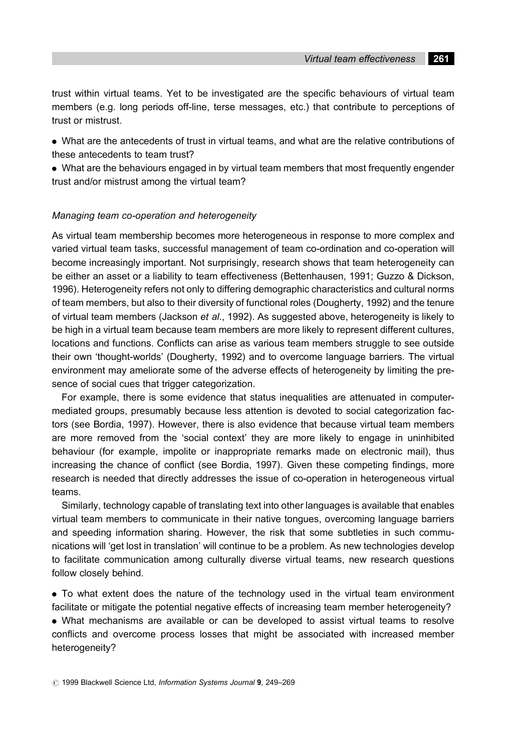trust within virtual teams. Yet to be investigated are the specific behaviours of virtual team members (e.g. long periods off-line, terse messages, etc.) that contribute to perceptions of trust or mistrust.

- What are the antecedents of trust in virtual teams, and what are the relative contributions of these antecedents to team trust?
- What are the behaviours engaged in by virtual team members that most frequently engender trust and/or mistrust among the virtual team?

*Managing team co-operation and heterogeneity*

As virtual team membership becomes more heterogeneous in response to more complex and varied virtual team tasks, successful management of team co-ordination and co-operation will become increasingly important. Not surprisingly, research shows that team heterogeneity can be either an asset or a liability to team effectiveness (Bettenhausen, 1991; Guzzo & Dickson, 1996). Heterogeneity refers not only to differing demographic characteristics and cultural norms of team members, but also to their diversity of functional roles (Dougherty, 1992) and the tenure of virtual team members (Jackson *et al.*, 1992). As suggested above, heterogeneity is likely to be high in a virtual team because team members are more likely to represent different cultures, locations and functions. Conflicts can arise as various team members struggle to see outside their own 'thought-worlds' (Dougherty, 1992) and to overcome language barriers. The virtual environment may ameliorate some of the adverse effects of heterogeneity by limiting the presence of social cues that trigger categorization.

For example, there is some evidence that status inequalities are attenuated in computer-mediated groups, presumably because less attention is devoted to social categorization factors (see Bordia, 1997). However, there is also evidence that because virtual team members are more removed from the 'social context' they are more likely to engage in uninhibited behaviour (for example, impolite or inappropriate remarks made on electronic mail), thus increasing the chance of conflict (see Bordia, 1997). Given these competing findings, more research is needed that directly addresses the issue of co-operation in heterogeneous virtual teams.

Similarly, technology capable of translating text into other languages is available that enables virtual team members to communicate in their native tongues, overcoming language barriers and speeding information sharing. However, the risk that some subtleties in such communications will 'get lost in translation' will continue to be a problem. As new technologies develop to facilitate communication among culturally diverse virtual teams, new research questions follow closely behind.

- To what extent does the nature of the technology used in the virtual team environment facilitate or mitigate the potential negative effects of increasing team member heterogeneity?
- What mechanisms are available or can be developed to assist virtual teams to resolve conflicts and overcome process losses that might be associated with increased member heterogeneity?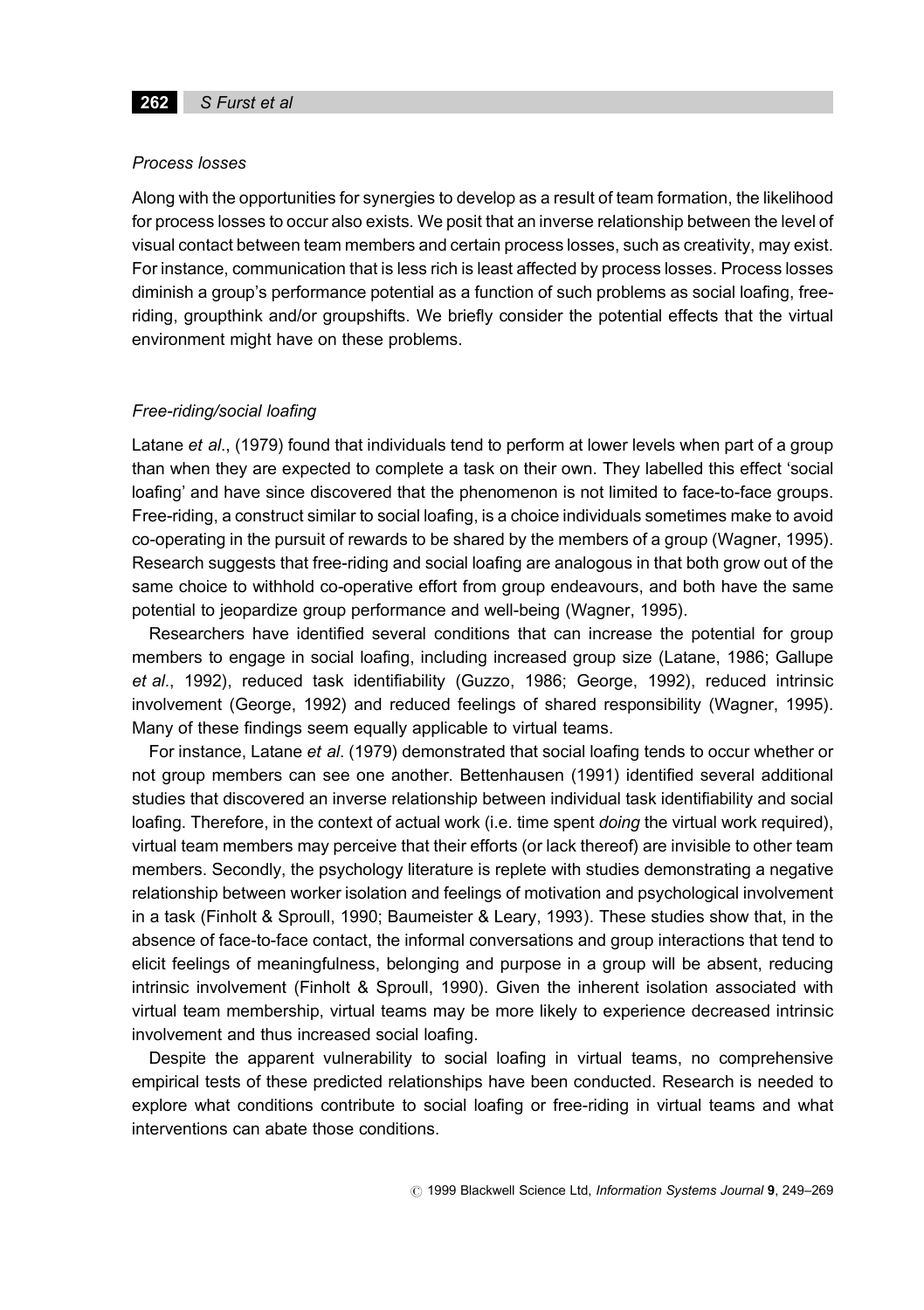### *Process losses*

Along with the opportunities for synergies to develop as a result of team formation, the likelihood for process losses to occur also exists. We posit that an inverse relationship between the level of visual contact between team members and certain process losses, such as creativity, may exist. For instance, communication that is less rich is least affected by process losses. Process losses diminish a group's performance potential as a function of such problems as social loafing, free-riding, groupthink and/or groupshifts. We briefly consider the potential effects that the virtual environment might have on these problems.

### *Free-riding/social loafing*

Latane *et al*., (1979) found that individuals tend to perform at lower levels when part of a group than when they are expected to complete a task on their own. They labelled this effect 'social loafing' and have since discovered that the phenomenon is not limited to face-to-face groups. Free-riding, a construct similar to social loafing, is a choice individuals sometimes make to avoid co-operating in the pursuit of rewards to be shared by the members of a group (Wagner, 1995). Research suggests that free-riding and social loafing are analogous in that both grow out of the same choice to withhold co-operative effort from group endeavours, and both have the same potential to jeopardize group performance and well-being (Wagner, 1995).

Researchers have identified several conditions that can increase the potential for group members to engage in social loafing, including increased group size (Latane, 1986; Gallupe *et al*., 1992), reduced task identifiability (Guzzo, 1986; George, 1992), reduced intrinsic involvement (George, 1992) and reduced feelings of shared responsibility (Wagner, 1995). Many of these findings seem equally applicable to virtual teams.

For instance, Latane *et al*. (1979) demonstrated that social loafing tends to occur whether or not group members can see one another. Bettenhausen (1991) identified several additional studies that discovered an inverse relationship between individual task identifiability and social loafing. Therefore, in the context of actual work (i.e. time spent *doing* the virtual work required), virtual team members may perceive that their efforts (or lack thereof) are invisible to other team members. Secondly, the psychology literature is replete with studies demonstrating a negative relationship between worker isolation and feelings of motivation and psychological involvement in a task (Finholt & Sproull, 1990; Baumeister & Leary, 1993). These studies show that, in the absence of face-to-face contact, the informal conversations and group interactions that tend to elicit feelings of meaningfulness, belonging and purpose in a group will be absent, reducing intrinsic involvement (Finholt & Sproull, 1990). Given the inherent isolation associated with virtual team membership, virtual teams may be more likely to experience decreased intrinsic involvement and thus increased social loafing.

Despite the apparent vulnerability to social loafing in virtual teams, no comprehensive empirical tests of these predicted relationships have been conducted. Research is needed to explore what conditions contribute to social loafing or free-riding in virtual teams and what interventions can abate those conditions.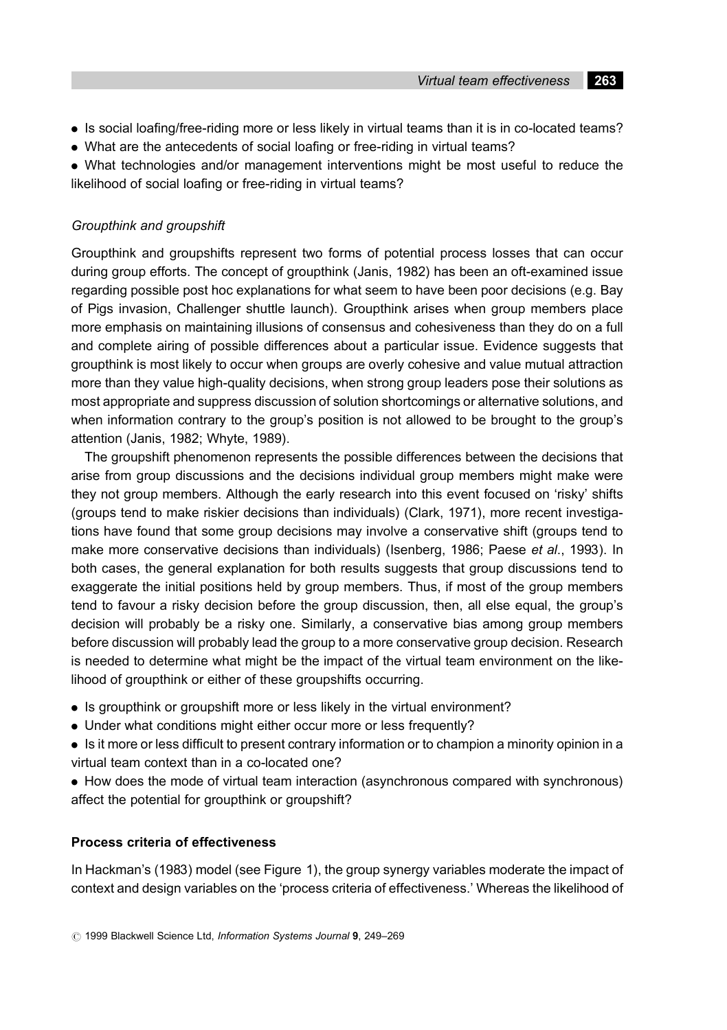- Is social loafing/free-riding more or less likely in virtual teams than it is in co-located teams?
- What are the antecedents of social loafing or free-riding in virtual teams?
- What technologies and/or management interventions might be most useful to reduce the likelihood of social loafing or free-riding in virtual teams?

*Groupthink and groupshift*

Groupthink and groupshifts represent two forms of potential process losses that can occur during group efforts. The concept of groupthink (Janis, 1982) has been an oft-examined issue regarding possible post hoc explanations for what seem to have been poor decisions (e.g. Bay of Pigs invasion, Challenger shuttle launch). Groupthink arises when group members place more emphasis on maintaining illusions of consensus and cohesiveness than they do on a full and complete airing of possible differences about a particular issue. Evidence suggests that groupthink is most likely to occur when groups are overly cohesive and value mutual attraction more than they value high-quality decisions, when strong group leaders pose their solutions as most appropriate and suppress discussion of solution shortcomings or alternative solutions, and when information contrary to the group's position is not allowed to be brought to the group's attention (Janis, 1982; Whyte, 1989).

The groupshift phenomenon represents the possible differences between the decisions that arise from group discussions and the decisions individual group members might make were they not group members. Although the early research into this event focused on 'risky' shifts (groups tend to make riskier decisions than individuals) (Clark, 1971), more recent investigations have found that some group decisions may involve a conservative shift (groups tend to make more conservative decisions than individuals) (Isenberg, 1986; Paese *et al*., 1993). In both cases, the general explanation for both results suggests that group discussions tend to exaggerate the initial positions held by group members. Thus, if most of the group members tend to favour a risky decision before the group discussion, then, all else equal, the group's decision will probably be a risky one. Similarly, a conservative bias among group members before discussion will probably lead the group to a more conservative group decision. Research is needed to determine what might be the impact of the virtual team environment on the likelihood of groupthink or either of these groupshifts occurring.

- Is groupthink or groupshift more or less likely in the virtual environment?
- Under what conditions might either occur more or less frequently?
- Is it more or less difficult to present contrary information or to champion a minority opinion in a virtual team context than in a co-located one?
- How does the mode of virtual team interaction (asynchronous compared with synchronous) affect the potential for groupthink or groupshift?

**Process criteria of effectiveness**

In Hackman's (1983) model (see Figure 1), the group synergy variables moderate the impact of context and design variables on the 'process criteria of effectiveness.' Whereas the likelihood of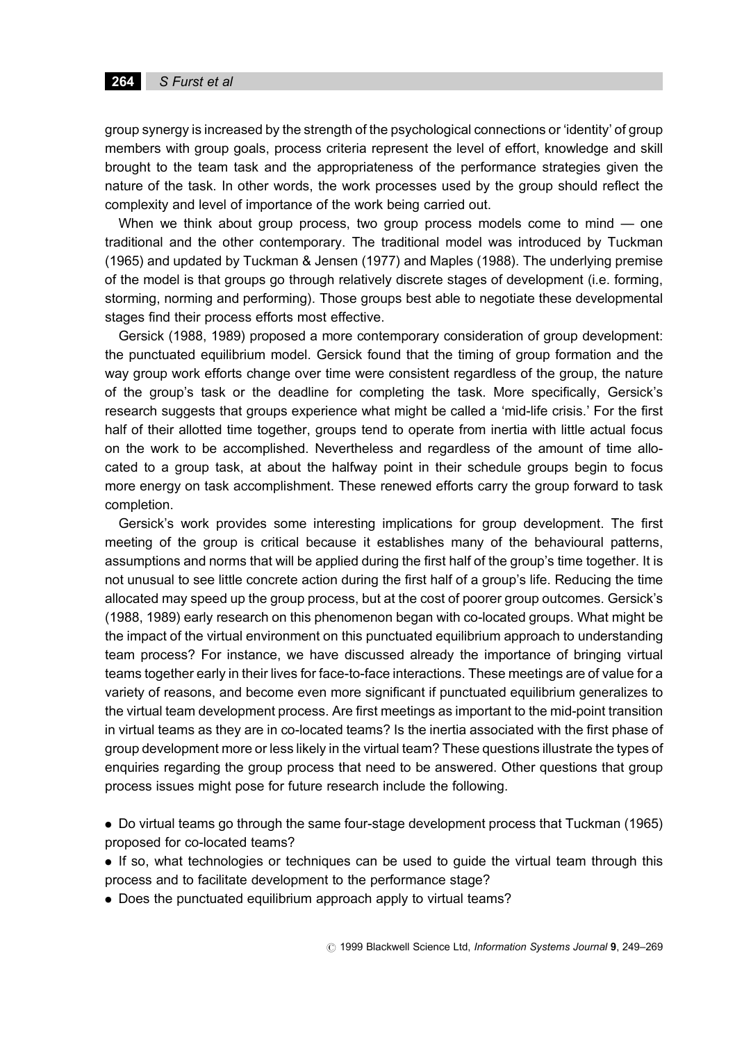group synergy is increased by the strength of the psychological connections or 'identity' of group members with group goals, process criteria represent the level of effort, knowledge and skill brought to the team task and the appropriateness of the performance strategies given the nature of the task. In other words, the work processes used by the group should reflect the complexity and level of importance of the work being carried out.

When we think about group process, two group process models come to mind — one traditional and the other contemporary. The traditional model was introduced by Tuckman (1965) and updated by Tuckman & Jensen (1977) and Maples (1988). The underlying premise of the model is that groups go through relatively discrete stages of development (i.e. forming, storming, norming and performing). Those groups best able to negotiate these developmental stages find their process efforts most effective.

Gersick (1988, 1989) proposed a more contemporary consideration of group development: the punctuated equilibrium model. Gersick found that the timing of group formation and the way group work efforts change over time were consistent regardless of the group, the nature of the group's task or the deadline for completing the task. More specifically, Gersick's research suggests that groups experience what might be called a 'mid-life crisis.' For the first half of their allotted time together, groups tend to operate from inertia with little actual focus on the work to be accomplished. Nevertheless and regardless of the amount of time allocated to a group task, at about the halfway point in their schedule groups begin to focus more energy on task accomplishment. These renewed efforts carry the group forward to task completion.

Gersick's work provides some interesting implications for group development. The first meeting of the group is critical because it establishes many of the behavioural patterns, assumptions and norms that will be applied during the first half of the group's time together. It is not unusual to see little concrete action during the first half of a group's life. Reducing the time allocated may speed up the group process, but at the cost of poorer group outcomes. Gersick's (1988, 1989) early research on this phenomenon began with co-located groups. What might be the impact of the virtual environment on this punctuated equilibrium approach to understanding team process? For instance, we have discussed already the importance of bringing virtual teams together early in their lives for face-to-face interactions. These meetings are of value for a variety of reasons, and become even more significant if punctuated equilibrium generalizes to the virtual team development process. Are first meetings as important to the mid-point transition in virtual teams as they are in co-located teams? Is the inertia associated with the first phase of group development more or less likely in the virtual team? These questions illustrate the types of enquiries regarding the group process that need to be answered. Other questions that group process issues might pose for future research include the following.

- Do virtual teams go through the same four-stage development process that Tuckman (1965) proposed for co-located teams?
- If so, what technologies or techniques can be used to guide the virtual team through this process and to facilitate development to the performance stage?
- Does the punctuated equilibrium approach apply to virtual teams?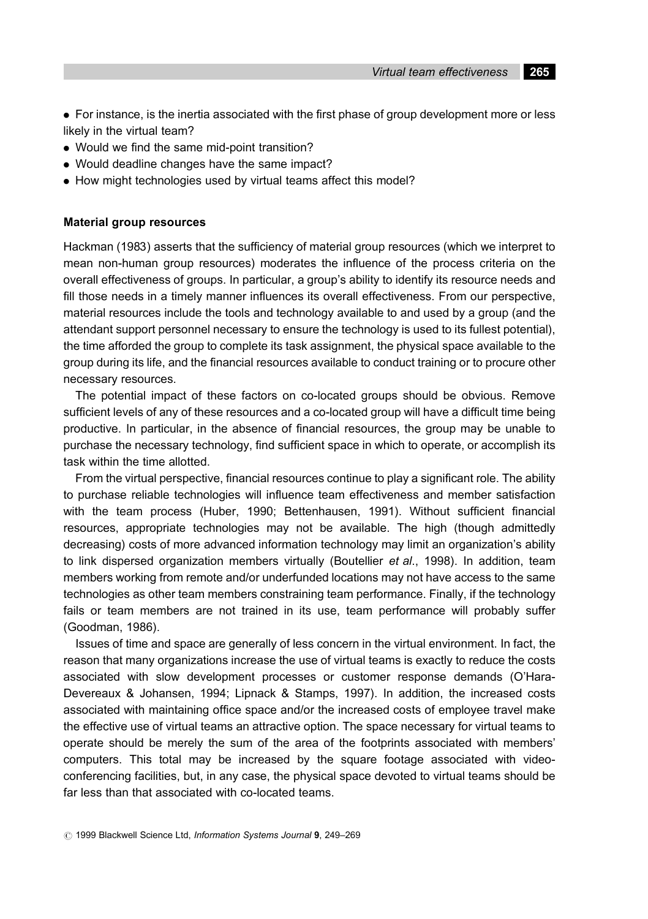- For instance, is the inertia associated with the first phase of group development more or less likely in the virtual team?
- Would we find the same mid-point transition?
- Would deadline changes have the same impact?
- How might technologies used by virtual teams affect this model?

**Material group resources**

Hackman (1983) asserts that the sufficiency of material group resources (which we interpret to mean non-human group resources) moderates the influence of the process criteria on the overall effectiveness of groups. In particular, a group's ability to identify its resource needs and fill those needs in a timely manner influences its overall effectiveness. From our perspective, material resources include the tools and technology available to and used by a group (and the attendant support personnel necessary to ensure the technology is used to its fullest potential), the time afforded the group to complete its task assignment, the physical space available to the group during its life, and the financial resources available to conduct training or to procure other necessary resources.

The potential impact of these factors on co-located groups should be obvious. Remove sufficient levels of any of these resources and a co-located group will have a difficult time being productive. In particular, in the absence of financial resources, the group may be unable to purchase the necessary technology, find sufficient space in which to operate, or accomplish its task within the time allotted.

From the virtual perspective, financial resources continue to play a significant role. The ability to purchase reliable technologies will influence team effectiveness and member satisfaction with the team process (Huber, 1990; Bettenhausen, 1991). Without sufficient financial resources, appropriate technologies may not be available. The high (though admittedly decreasing) costs of more advanced information technology may limit an organization's ability to link dispersed organization members virtually (Boutellier *et al*., 1998). In addition, team members working from remote and/or underfunded locations may not have access to the same technologies as other team members constraining team performance. Finally, if the technology fails or team members are not trained in its use, team performance will probably suffer (Goodman, 1986).

Issues of time and space are generally of less concern in the virtual environment. In fact, the reason that many organizations increase the use of virtual teams is exactly to reduce the costs associated with slow development processes or customer response demands (O'Hara-Devereaux & Johansen, 1994; Lipnack & Stamps, 1997). In addition, the increased costs associated with maintaining office space and/or the increased costs of employee travel make the effective use of virtual teams an attractive option. The space necessary for virtual teams to operate should be merely the sum of the area of the footprints associated with members' computers. This total may be increased by the square footage associated with video-conferencing facilities, but, in any case, the physical space devoted to virtual teams should be far less than that associated with co-located teams.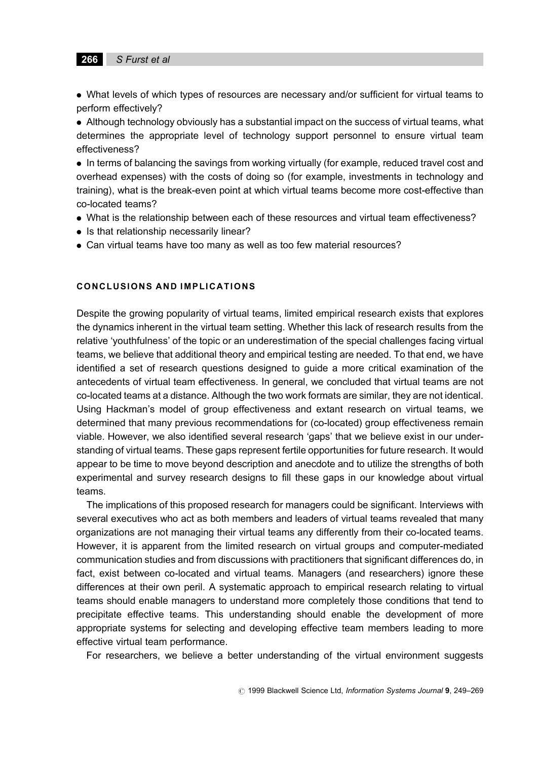- What levels of which types of resources are necessary and/or sufficient for virtual teams to perform effectively?
- Although technology obviously has a substantial impact on the success of virtual teams, what determines the appropriate level of technology support personnel to ensure virtual team effectiveness?
- In terms of balancing the savings from working virtually (for example, reduced travel cost and overhead expenses) with the costs of doing so (for example, investments in technology and training), what is the break-even point at which virtual teams become more cost-effective than co-located teams?
- What is the relationship between each of these resources and virtual team effectiveness?
- Is that relationship necessarily linear?
- Can virtual teams have too many as well as too few material resources?

## CONCLUSIONS AND IMPLICATIONS

Despite the growing popularity of virtual teams, limited empirical research exists that explores the dynamics inherent in the virtual team setting. Whether this lack of research results from the relative 'youthfulness' of the topic or an underestimation of the special challenges facing virtual teams, we believe that additional theory and empirical testing are needed. To that end, we have identified a set of research questions designed to guide a more critical examination of the antecedents of virtual team effectiveness. In general, we concluded that virtual teams are not co-located teams at a distance. Although the two work formats are similar, they are not identical. Using Hackman's model of group effectiveness and extant research on virtual teams, we determined that many previous recommendations for (co-located) group effectiveness remain viable. However, we also identified several research 'gaps' that we believe exist in our understanding of virtual teams. These gaps represent fertile opportunities for future research. It would appear to be time to move beyond description and anecdote and to utilize the strengths of both experimental and survey research designs to fill these gaps in our knowledge about virtual teams.

The implications of this proposed research for managers could be significant. Interviews with several executives who act as both members and leaders of virtual teams revealed that many organizations are not managing their virtual teams any differently from their co-located teams. However, it is apparent from the limited research on virtual groups and computer-mediated communication studies and from discussions with practitioners that significant differences do, in fact, exist between co-located and virtual teams. Managers (and researchers) ignore these differences at their own peril. A systematic approach to empirical research relating to virtual teams should enable managers to understand more completely those conditions that tend to precipitate effective teams. This understanding should enable the development of more appropriate systems for selecting and developing effective team members leading to more effective virtual team performance.

For researchers, we believe a better understanding of the virtual environment suggests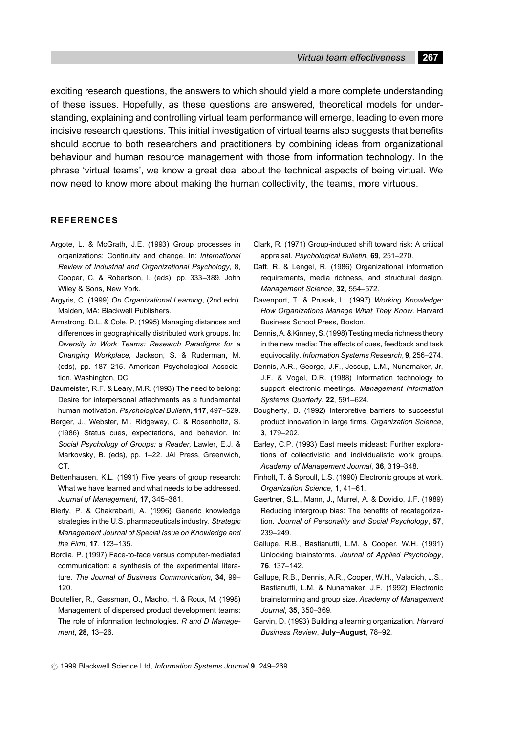exciting research questions, the answers to which should yield a more complete understanding of these issues. Hopefully, as these questions are answered, theoretical models for understanding, explaining and controlling virtual team performance will emerge, leading to even more incisive research questions. This initial investigation of virtual teams also suggests that benefits should accrue to both researchers and practitioners by combining ideas from organizational behaviour and human resource management with those from information technology. In the phrase 'virtual teams', we know a great deal about the technical aspects of being virtual. We now need to know more about making the human collectivity, the teams, more virtuous.

## REFERENCES

Argote, L. & McGrath, J.E. (1993) Group processes in organizations: Continuity and change. In: *International Review of Industrial and Organizational Psychology,* 8, Cooper, C. & Robertson, I. (eds), pp. 333–389. John Wiley & Sons, New York.

Argyris, C. (1999) *On Organizational Learning*, (2nd edn). Malden, MA: Blackwell Publishers.

Armstrong, D.L. & Cole, P. (1995) Managing distances and differences in geographically distributed work groups. In: *Diversity in Work Teams: Research Paradigms for a Changing Workplace,* Jackson, S. & Ruderman, M. (eds), pp. 187–215. American Psychological Association, Washington, DC.

Baumeister, R.F. & Leary, M.R. (1993) The need to belong: Desire for interpersonal attachments as a fundamental human motivation. *Psychological Bulletin*, **117**, 497–529.

Berger, J., Webster, M., Ridgeway, C. & Rosenholtz, S. (1986) Status cues, expectations, and behavior. In: *Social Psychology of Groups: a Reader,* Lawler, E.J. & Markovsky, B. (eds), pp. 1–22. JAI Press, Greenwich, CT.

Bettenhausen, K.L. (1991) Five years of group research: What we have learned and what needs to be addressed. *Journal of Management*, **17**, 345–381.

Bierly, P. & Chakrabarti, A. (1996) Generic knowledge strategies in the U.S. pharmaceuticals industry. *Strategic Management Journal of Special Issue on Knowledge and the Firm*, **17**, 123–135.

Bordia, P. (1997) Face-to-face versus computer-mediated communication: a synthesis of the experimental literature. *The Journal of Business Communication*, **34**, 99–120.

Boutellier, R., Gassman, O., Macho, H. & Roux, M. (1998) Management of dispersed product development teams: The role of information technologies. *R and D Management*, **28**, 13–26.

Clark, R. (1971) Group-induced shift toward risk: A critical appraisal. *Psychological Bulletin*, **69**, 251–270.

Daft, R. & Lengel, R. (1986) Organizational information requirements, media richness, and structural design. *Management Science*, **32**, 554–572.

Davenport, T. & Prusak, L. (1997) *Working Knowledge: How Organizations Manage What They Know*. Harvard Business School Press, Boston.

Dennis, A. & Kinney, S. (1998) Testing media richness theory in the new media: The effects of cues, feedback and task equivocality. *Information Systems Research*, **9**, 256–274.

Dennis, A.R., George, J.F., Jessup, L.M., Nunamaker, Jr, J.F. & Vogel, D.R. (1988) Information technology to support electronic meetings. *Management Information Systems Quarterly*, **22**, 591–624.

Dougherty, D. (1992) Interpretive barriers to successful product innovation in large firms. *Organization Science*, **3**, 179–202.

Earley, C.P. (1993) East meets mideast: Further explorations of collectivistic and individualistic work groups. *Academy of Management Journal*, **36**, 319–348.

Finholt, T. & Sproull, L.S. (1990) Electronic groups at work. *Organization Science*, **1**, 41–61.

Gaertner, S.L., Mann, J., Murrel, A. & Dovidio, J.F. (1989) Reducing intergroup bias: The benefits of recategorization. *Journal of Personality and Social Psychology*, **57**, 239–249.

Gallupe, R.B., Bastianutti, L.M. & Cooper, W.H. (1991) Unlocking brainstorms. *Journal of Applied Psychology*, **76**, 137–142.

Gallupe, R.B., Dennis, A.R., Cooper, W.H., Valacich, J.S., Bastianutti, L.M. & Nunamaker, J.F. (1992) Electronic brainstorming and group size. *Academy of Management Journal*, **35**, 350–369.

Garvin, D. (1993) Building a learning organization. *Harvard Business Review*, **July–August**, 78–92.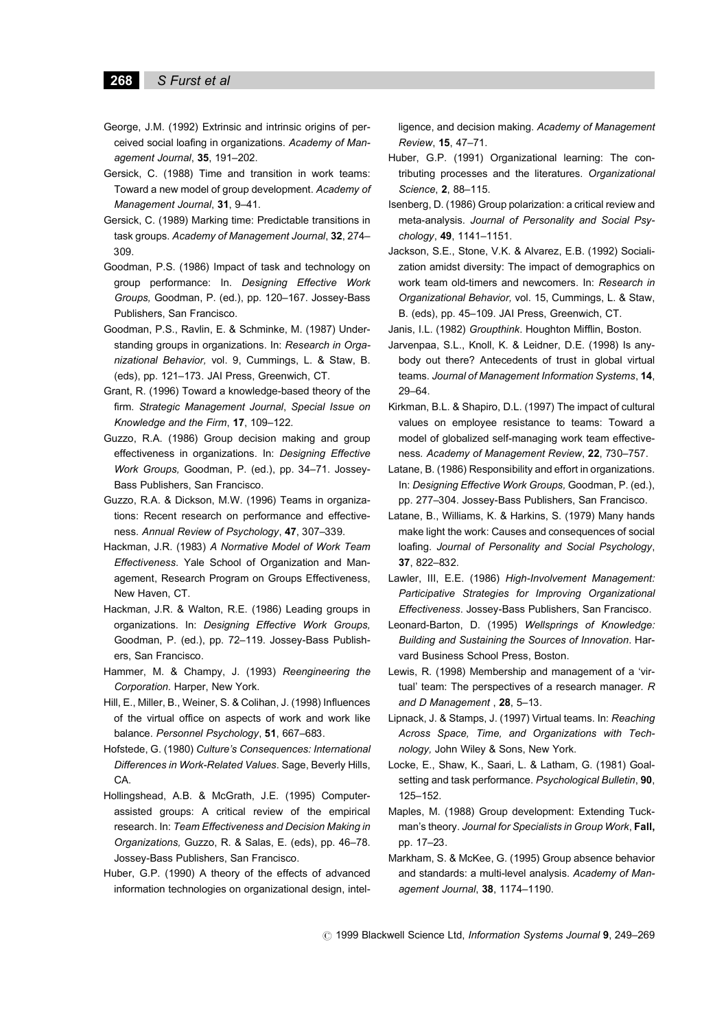George, J.M. (1992) Extrinsic and intrinsic origins of perceived social loafing in organizations. *Academy of Management Journal*, **35**, 191–202.

Gersick, C. (1988) Time and transition in work teams: Toward a new model of group development. *Academy of Management Journal*, **31**, 9–41.

Gersick, C. (1989) Marking time: Predictable transitions in task groups. *Academy of Management Journal*, **32**, 274–309.

Goodman, P.S. (1986) Impact of task and technology on group performance: In. *Designing Effective Work Groups,* Goodman, P. (ed.), pp. 120–167. Jossey-Bass Publishers, San Francisco.

Goodman, P.S., Ravlin, E. & Schminke, M. (1987) Understanding groups in organizations. In: *Research in Organizational Behavior,* vol. 9, Cummings, L. & Staw, B. (eds), pp. 121–173. JAI Press, Greenwich, CT.

Grant, R. (1996) Toward a knowledge-based theory of the firm. *Strategic Management Journal*, *Special Issue on Knowledge and the Firm*, **17**, 109–122.

Guzzo, R.A. (1986) Group decision making and group effectiveness in organizations. In: *Designing Effective Work Groups,* Goodman, P. (ed.), pp. 34–71. Jossey-Bass Publishers, San Francisco.

Guzzo, R.A. & Dickson, M.W. (1996) Teams in organizations: Recent research on performance and effectiveness. *Annual Review of Psychology*, **47**, 307–339.

Hackman, J.R. (1983) *A Normative Model of Work Team Effectiveness*. Yale School of Organization and Management, Research Program on Groups Effectiveness, New Haven, CT.

Hackman, J.R. & Walton, R.E. (1986) Leading groups in organizations. In: *Designing Effective Work Groups,* Goodman, P. (ed.), pp. 72–119. Jossey-Bass Publishers, San Francisco.

Hammer, M. & Champy, J. (1993) *Reengineering the Corporation*. Harper, New York.

Hill, E., Miller, B., Weiner, S. & Colihan, J. (1998) Influences of the virtual office on aspects of work and work like balance. *Personnel Psychology*, **51**, 667–683.

Hofstede, G. (1980) *Culture's Consequences: International Differences in Work-Related Values*. Sage, Beverly Hills, CA.

Hollingshead, A.B. & McGrath, J.E. (1995) Computer-assisted groups: A critical review of the empirical research. In: *Team Effectiveness and Decision Making in Organizations,* Guzzo, R. & Salas, E. (eds), pp. 46–78. Jossey-Bass Publishers, San Francisco.

Huber, G.P. (1990) A theory of the effects of advanced information technologies on organizational design, intelligence, and decision making. *Academy of Management Review*, **15**, 47–71.

Huber, G.P. (1991) Organizational learning: The contributing processes and the literatures. *Organizational Science*, **2**, 88–115.

Isenberg, D. (1986) Group polarization: a critical review and meta-analysis. *Journal of Personality and Social Psychology*, **49**, 1141–1151.

Jackson, S.E., Stone, V.K. & Alvarez, E.B. (1992) Socialization amidst diversity: The impact of demographics on work team old-timers and newcomers. In: *Research in Organizational Behavior,* vol. 15, Cummings, L. & Staw, B. (eds), pp. 45–109. JAI Press, Greenwich, CT.

Janis, I.L. (1982) *Groupthink*. Houghton Mifflin, Boston.

Jarvenpaa, S.L., Knoll, K. & Leidner, D.E. (1998) Is anybody out there? Antecedents of trust in global virtual teams. *Journal of Management Information Systems*, **14**, 29–64.

Kirkman, B.L. & Shapiro, D.L. (1997) The impact of cultural values on employee resistance to teams: Toward a model of globalized self-managing work team effectiveness. *Academy of Management Review*, **22**, 730–757.

Latane, B. (1986) Responsibility and effort in organizations. In: *Designing Effective Work Groups,* Goodman, P. (ed.), pp. 277–304. Jossey-Bass Publishers, San Francisco.

Latane, B., Williams, K. & Harkins, S. (1979) Many hands make light the work: Causes and consequences of social loafing. *Journal of Personality and Social Psychology*, **37**, 822–832.

Lawler, III, E.E. (1986) *High-Involvement Management: Participative Strategies for Improving Organizational Effectiveness*. Jossey-Bass Publishers, San Francisco.

Leonard-Barton, D. (1995) *Wellsprings of Knowledge: Building and Sustaining the Sources of Innovation*. Harvard Business School Press, Boston.

Lewis, R. (1998) Membership and management of a 'virtual' team: The perspectives of a research manager. *R and D Management* , **28**, 5–13.

Lipnack, J. & Stamps, J. (1997) Virtual teams. In: *Reaching Across Space, Time, and Organizations with Technology,* John Wiley & Sons, New York.

Locke, E., Shaw, K., Saari, L. & Latham, G. (1981) Goal-setting and task performance. *Psychological Bulletin*, **90**, 125–152.

Maples, M. (1988) Group development: Extending Tuckman's theory. *Journal for Specialists in Group Work*, **Fall,** pp. 17–23.

Markham, S. & McKee, G. (1995) Group absence behavior and standards: a multi-level analysis. *Academy of Management Journal*, **38**, 1174–1190.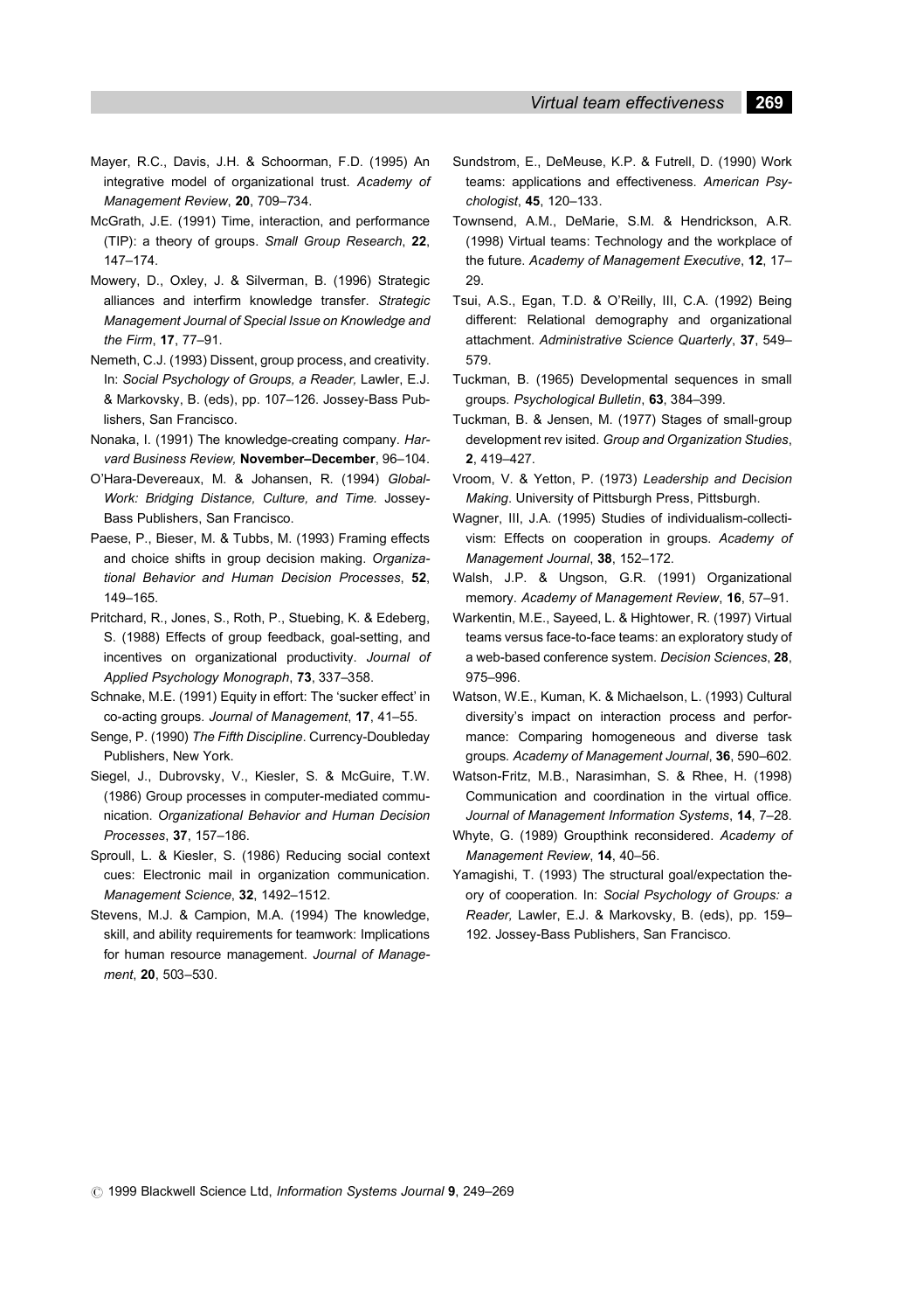Mayer, R.C., Davis, J.H. & Schoorman, F.D. (1995) An integrative model of organizational trust. *Academy of Management Review*, **20**, 709–734.

McGrath, J.E. (1991) Time, interaction, and performance (TIP): a theory of groups. *Small Group Research*, **22**, 147–174.

Mowery, D., Oxley, J. & Silverman, B. (1996) Strategic alliances and interfirm knowledge transfer. *Strategic Management Journal of Special Issue on Knowledge and the Firm*, **17**, 77–91.

Nemeth, C.J. (1993) Dissent, group process, and creativity. In: *Social Psychology of Groups, a Reader,* Lawler, E.J. & Markovsky, B. (eds), pp. 107–126. Jossey-Bass Publishers, San Francisco.

Nonaka, I. (1991) The knowledge-creating company. *Harvard Business Review,* **November–December**, 96–104.

O'Hara-Devereaux, M. & Johansen, R. (1994) *Global-Work: Bridging Distance, Culture, and Time.* Jossey-Bass Publishers, San Francisco.

Paese, P., Bieser, M. & Tubbs, M. (1993) Framing effects and choice shifts in group decision making. *Organizational Behavior and Human Decision Processes*, **52**, 149–165.

Pritchard, R., Jones, S., Roth, P., Stuebing, K. & Edeberg, S. (1988) Effects of group feedback, goal-setting, and incentives on organizational productivity. *Journal of Applied Psychology Monograph*, **73**, 337–358.

Schnake, M.E. (1991) Equity in effort: The 'sucker effect' in co-acting groups. *Journal of Management*, **17**, 41–55.

Senge, P. (1990) *The Fifth Discipline*. Currency-Doubleday Publishers, New York.

Siegel, J., Dubrovsky, V., Kiesler, S. & McGuire, T.W. (1986) Group processes in computer-mediated communication. *Organizational Behavior and Human Decision Processes*, **37**, 157–186.

Sproull, L. & Kiesler, S. (1986) Reducing social context cues: Electronic mail in organization communication. *Management Science*, **32**, 1492–1512.

Stevens, M.J. & Campion, M.A. (1994) The knowledge, skill, and ability requirements for teamwork: Implications for human resource management. *Journal of Management*, **20**, 503–530.

Sundstrom, E., DeMeuse, K.P. & Futrell, D. (1990) Work teams: applications and effectiveness. *American Psychologist*, **45**, 120–133.

Townsend, A.M., DeMarie, S.M. & Hendrickson, A.R. (1998) Virtual teams: Technology and the workplace of the future. *Academy of Management Executive*, **12**, 17–29.

Tsui, A.S., Egan, T.D. & O'Reilly, III, C.A. (1992) Being different: Relational demography and organizational attachment. *Administrative Science Quarterly*, **37**, 549–579.

Tuckman, B. (1965) Developmental sequences in small groups. *Psychological Bulletin*, **63**, 384–399.

Tuckman, B. & Jensen, M. (1977) Stages of small-group development rev isited. *Group and Organization Studies*, **2**, 419–427.

Vroom, V. & Yetton, P. (1973) *Leadership and Decision Making*. University of Pittsburgh Press, Pittsburgh.

Wagner, III, J.A. (1995) Studies of individualism-collectivism: Effects on cooperation in groups. *Academy of Management Journal*, **38**, 152–172.

Walsh, J.P. & Ungson, G.R. (1991) Organizational memory. *Academy of Management Review*, **16**, 57–91.

Warkentin, M.E., Sayeed, L. & Hightower, R. (1997) Virtual teams versus face-to-face teams: an exploratory study of a web-based conference system. *Decision Sciences*, **28**, 975–996.

Watson, W.E., Kuman, K. & Michaelson, L. (1993) Cultural diversity's impact on interaction process and performance: Comparing homogeneous and diverse task groups. *Academy of Management Journal*, **36**, 590–602.

Watson-Fritz, M.B., Narasimhan, S. & Rhee, H. (1998) Communication and coordination in the virtual office. *Journal of Management Information Systems*, **14**, 7–28.

Whyte, G. (1989) Groupthink reconsidered. *Academy of Management Review*, **14**, 40–56.

Yamagishi, T. (1993) The structural goal/expectation theory of cooperation. In: *Social Psychology of Groups: a Reader,* Lawler, E.J. & Markovsky, B. (eds), pp. 159–192. Jossey-Bass Publishers, San Francisco.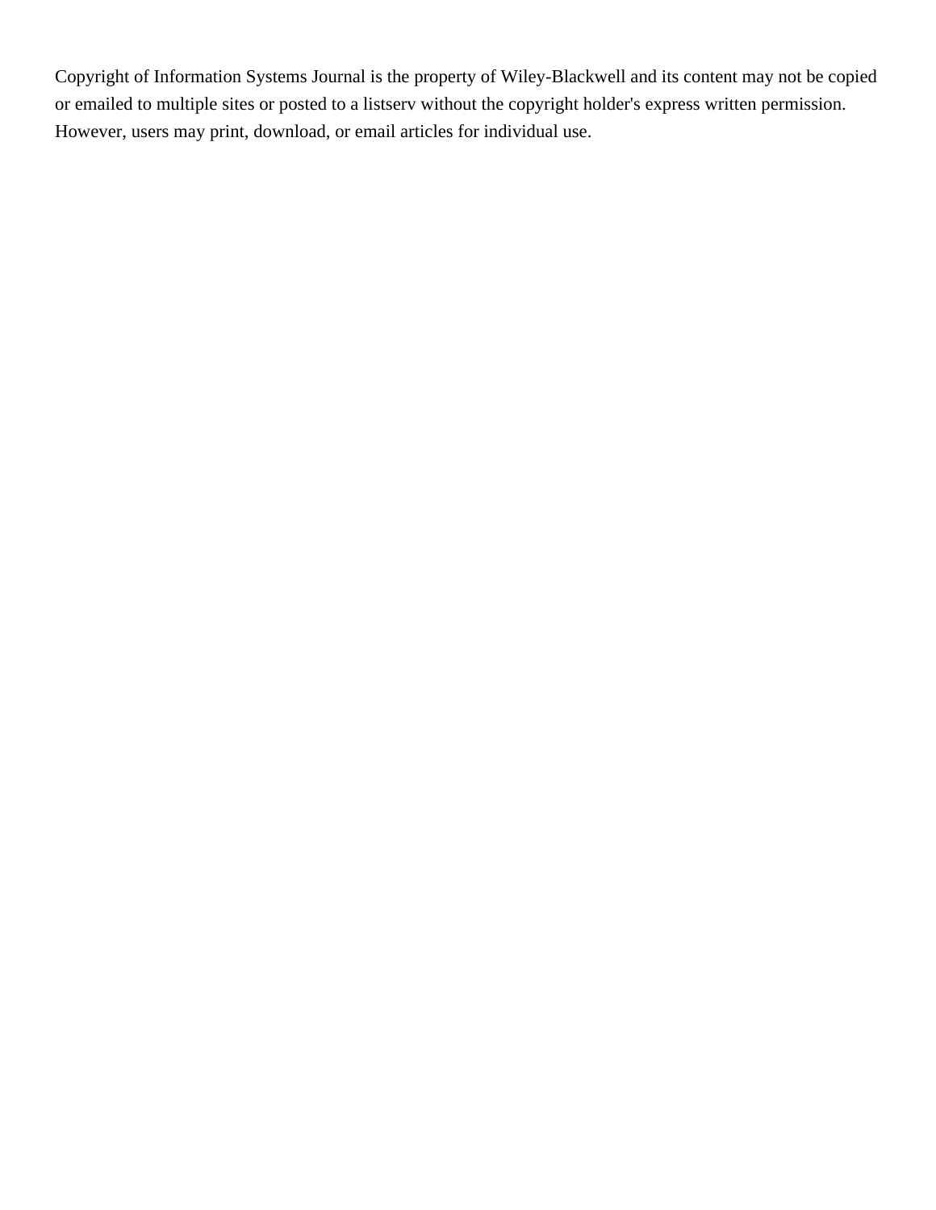Copyright of Information Systems Journal is the property of Wiley-Blackwell and its content may not be copied or emailed to multiple sites or posted to a listserv without the copyright holder's express written permission. However, users may print, download, or email articles for individual use.